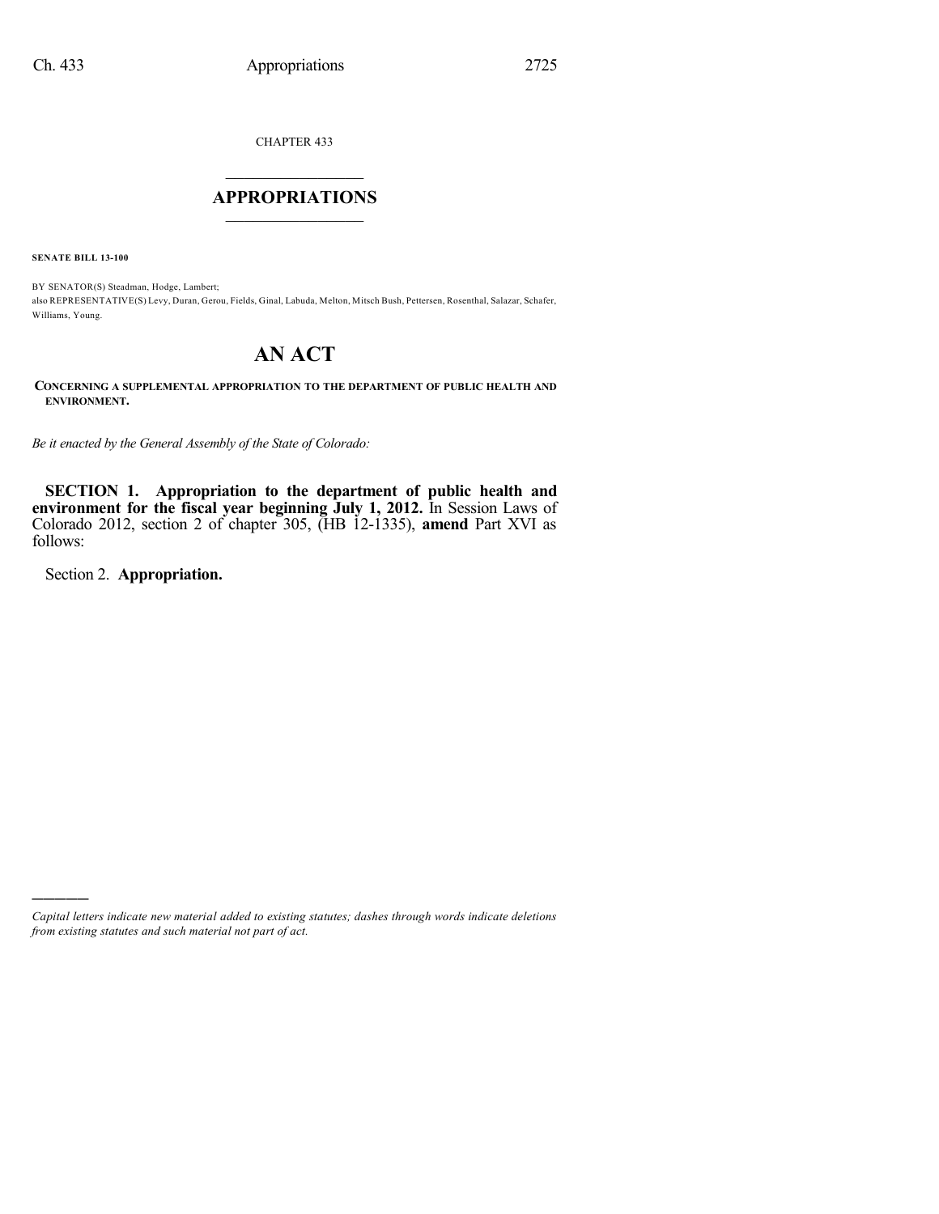CHAPTER 433

# APPROPRIATIONS

**SENATE BILL 13-100**

BY SENATOR(S) Steadman, Hodge, Lambert;
also REPRESENTATIVE(S) Levy, Duran, Gerou, Fields, Ginal, Labuda, Melton, Mitsch Bush, Pettersen, Rosenthal, Salazar, Schafer, Williams, Young.

# AN ACT

**CONCERNING A SUPPLEMENTAL APPROPRIATION TO THE DEPARTMENT OF PUBLIC HEALTH AND ENVIRONMENT.**

*Be it enacted by the General Assembly of the State of Colorado:*

**SECTION 1. Appropriation to the department of public health and environment for the fiscal year beginning July 1, 2012.** In Session Laws of Colorado 2012, section 2 of chapter 305, (HB 12-1335), **amend** Part XVI as follows:

Section 2. **Appropriation.**

*Capital letters indicate new material added to existing statutes; dashes through words indicate deletions from existing statutes and such material not part of act.*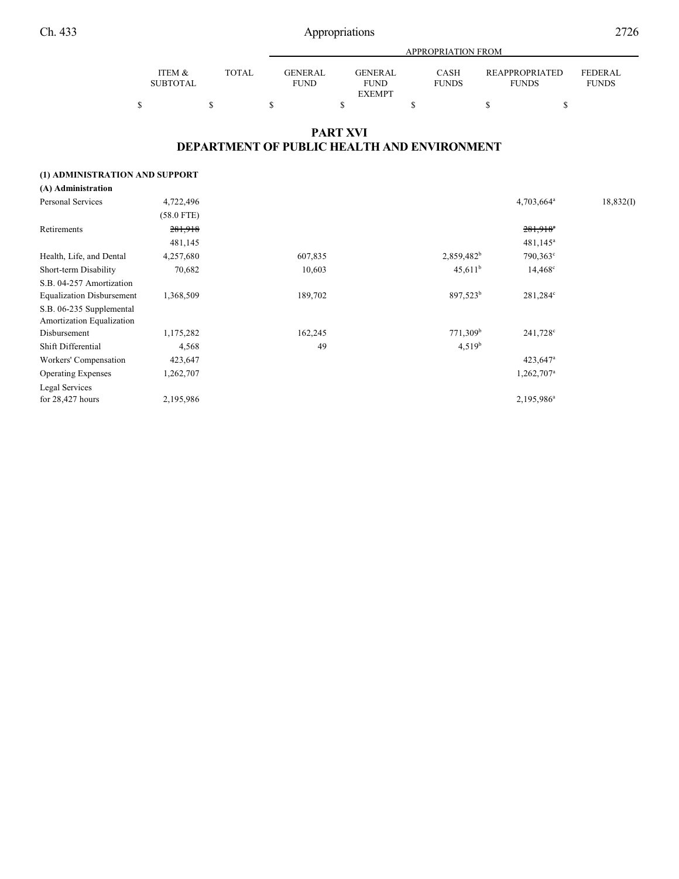# PART XVI
# DEPARTMENT OF PUBLIC HEALTH AND ENVIRONMENT

| | ITEM & SUBTOTAL | TOTAL | GENERAL FUND | GENERAL FUND EXEMPT | CASH FUNDS | REAPPROPRIATED FUNDS | FEDERAL FUNDS |
|---|---|---|---|---|---|---|---|
| | $ | $ | $ | $ | $ | $ | $ |
| **(1) ADMINISTRATION AND SUPPORT** | | | | | | | |
| **(A) Administration** | | | | | | | |
| Personal Services | 4,722,496 | | | | | 4,703,664[a] | 18,832(I) |
| | (58.0 FTE) | | | | | | |
| Retirements | ~~281,918~~ | | | | | ~~281,918~~[a] | |
| | 481,145 | | | | | 481,145[a] | |
| Health, Life, and Dental | 4,257,680 | | 607,835 | | 2,859,482[b] | 790,363[c] | |
| Short-term Disability | 70,682 | | 10,603 | | 45,611[b] | 14,468[c] | |
| S.B. 04-257 Amortization Equalization Disbursement | 1,368,509 | | 189,702 | | 897,523[b] | 281,284[c] | |
| S.B. 06-235 Supplemental Amortization Equalization Disbursement | 1,175,282 | | 162,245 | | 771,309[b] | 241,728[c] | |
| Shift Differential | 4,568 | | 49 | | 4,519[b] | | |
| Workers' Compensation | 423,647 | | | | | 423,647[a] | |
| Operating Expenses | 1,262,707 | | | | | 1,262,707[a] | |
| Legal Services for 28,427 hours | 2,195,986 | | | | | 2,195,986[a] | |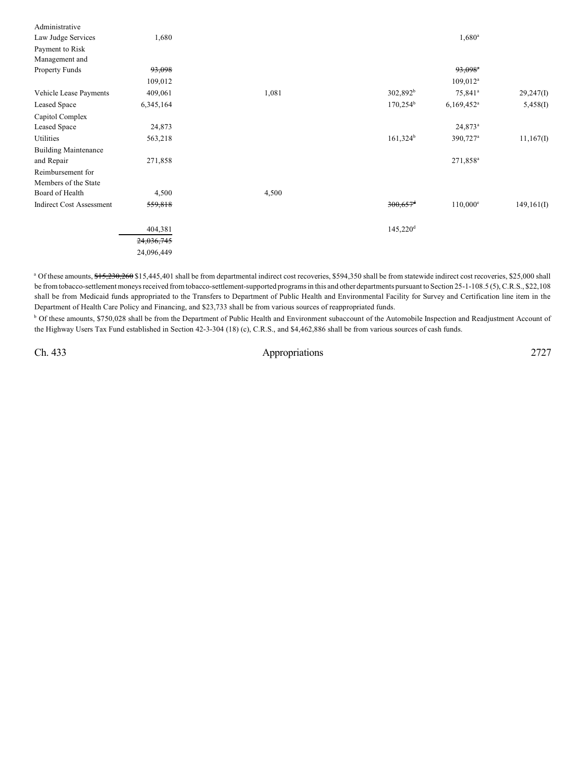| | | | | | | |
|---|---|---|---|---|---|---|
| Administrative Law Judge Services | 1,680 | | | | 1,680[a] | |
| Payment to Risk Management and Property Funds | ~~93,098~~ | | | | ~~93,098[a]~~ | |
| | 109,012 | | | | 109,012[a] | |
| Vehicle Lease Payments | 409,061 | | 1,081 | 302,892[b] | 75,841[a] | 29,247(I) |
| Leased Space | 6,345,164 | | | 170,254[b] | 6,169,452[a] | 5,458(I) |
| Capitol Complex Leased Space | 24,873 | | | | 24,873[a] | |
| Utilities | 563,218 | | | 161,324[b] | 390,727[a] | 11,167(I) |
| Building Maintenance and Repair | 271,858 | | | | 271,858[a] | |
| Reimbursement for Members of the State Board of Health | 4,500 | | 4,500 | | | |
| Indirect Cost Assessment | ~~559,818~~ | | | ~~300,657[d]~~ | 110,000[e] | 149,161(I) |
| | 404,381 | | | 145,220[d] | | |
| | ~~24,036,745~~ | | | | | |
| | 24,096,449 | | | | | |

[a] Of these amounts, ~~$15,230,260~~ $15,445,401 shall be from departmental indirect cost recoveries, $594,350 shall be from statewide indirect cost recoveries, $25,000 shall be from tobacco-settlement moneys received from tobacco-settlement-supported programs in this and other departments pursuant to Section 25-1-108.5 (5), C.R.S., $22,108 shall be from Medicaid funds appropriated to the Transfers to Department of Public Health and Environmental Facility for Survey and Certification line item in the Department of Health Care Policy and Financing, and $23,733 shall be from various sources of reappropriated funds.

[b] Of these amounts, $750,028 shall be from the Department of Public Health and Environment subaccount of the Automobile Inspection and Readjustment Account of the Highway Users Tax Fund established in Section 42-3-304 (18) (c), C.R.S., and $4,462,886 shall be from various sources of cash funds.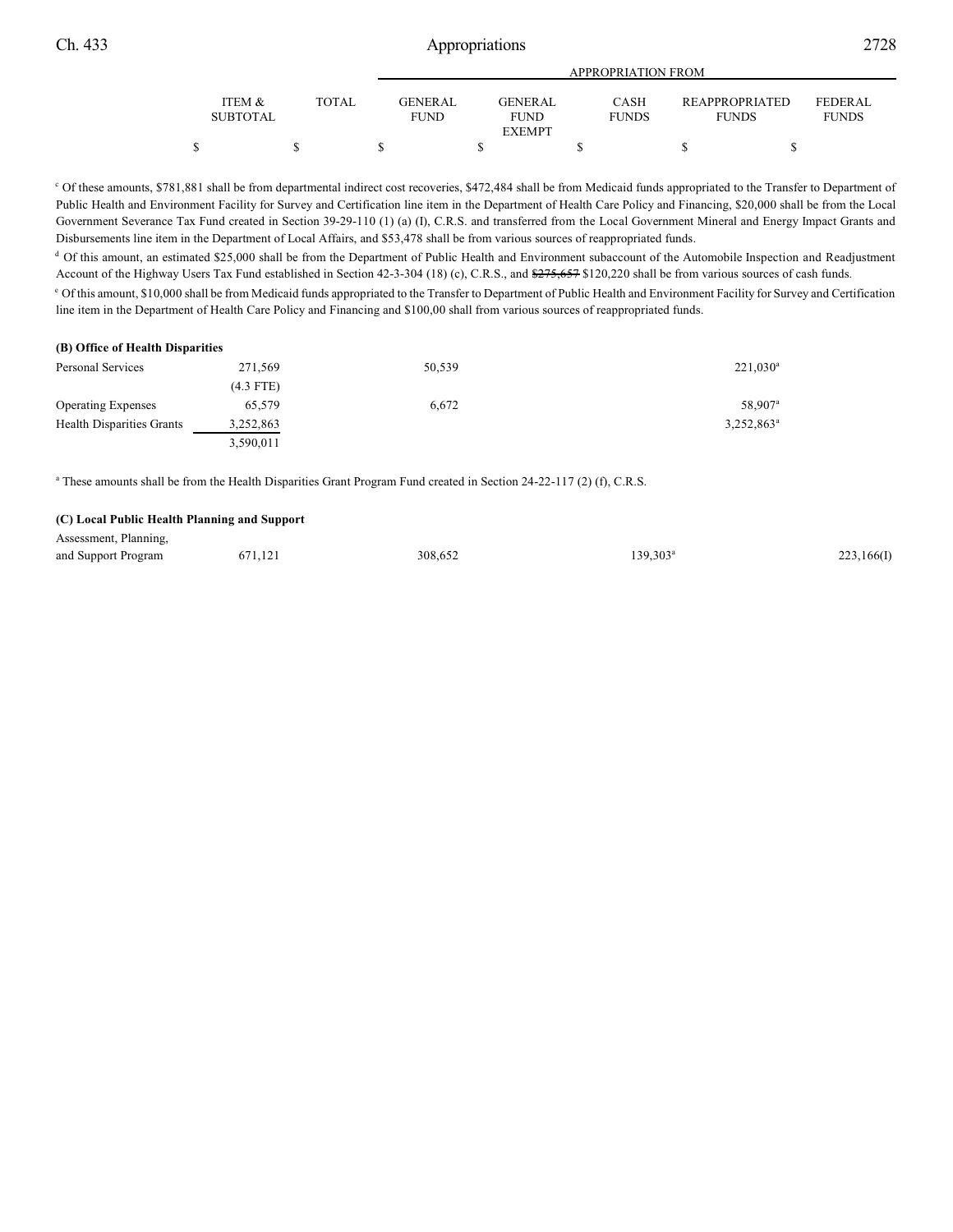| | ITEM & SUBTOTAL | TOTAL | APPROPRIATION FROM GENERAL FUND | GENERAL FUND EXEMPT | CASH FUNDS | REAPPROPRIATED FUNDS | FEDERAL FUNDS |
|---|---|---|---|---|---|---|---|
| | $ | $ | $ | $ | $ | $ | $ |

[c] Of these amounts, $781,881 shall be from departmental indirect cost recoveries, $472,484 shall be from Medicaid funds appropriated to the Transfer to Department of Public Health and Environment Facility for Survey and Certification line item in the Department of Health Care Policy and Financing, $20,000 shall be from the Local Government Severance Tax Fund created in Section 39-29-110 (1) (a) (I), C.R.S. and transferred from the Local Government Mineral and Energy Impact Grants and Disbursements line item in the Department of Local Affairs, and $53,478 shall be from various sources of reappropriated funds.

[d] Of this amount, an estimated $25,000 shall be from the Department of Public Health and Environment subaccount of the Automobile Inspection and Readjustment Account of the Highway Users Tax Fund established in Section 42-3-304 (18) (c), C.R.S., and ~~$275,657~~ $120,220 shall be from various sources of cash funds.

[e] Of this amount, $10,000 shall be from Medicaid funds appropriated to the Transfer to Department of Public Health and Environment Facility for Survey and Certification line item in the Department of Health Care Policy and Financing and $100,00 shall from various sources of reappropriated funds.

**(B) Office of Health Disparities**

| | ITEM & SUBTOTAL | TOTAL | GENERAL FUND | GENERAL FUND EXEMPT | CASH FUNDS | REAPPROPRIATED FUNDS | FEDERAL FUNDS |
|---|---|---|---|---|---|---|---|
| Personal Services | 271,569 | | 50,539 | | | 221,030[a] | |
| | (4.3 FTE) | | | | | | |
| Operating Expenses | 65,579 | | 6,672 | | | 58,907[a] | |
| Health Disparities Grants | 3,252,863 | | | | | 3,252,863[a] | |
| | 3,590,011 | | | | | | |

[a] These amounts shall be from the Health Disparities Grant Program Fund created in Section 24-22-117 (2) (f), C.R.S.

**(C) Local Public Health Planning and Support**

| | ITEM & SUBTOTAL | TOTAL | GENERAL FUND | GENERAL FUND EXEMPT | CASH FUNDS | REAPPROPRIATED FUNDS | FEDERAL FUNDS |
|---|---|---|---|---|---|---|---|
| Assessment, Planning, and Support Program | 671,121 | | 308,652 | | | 139,303[a] | 223,166(I) |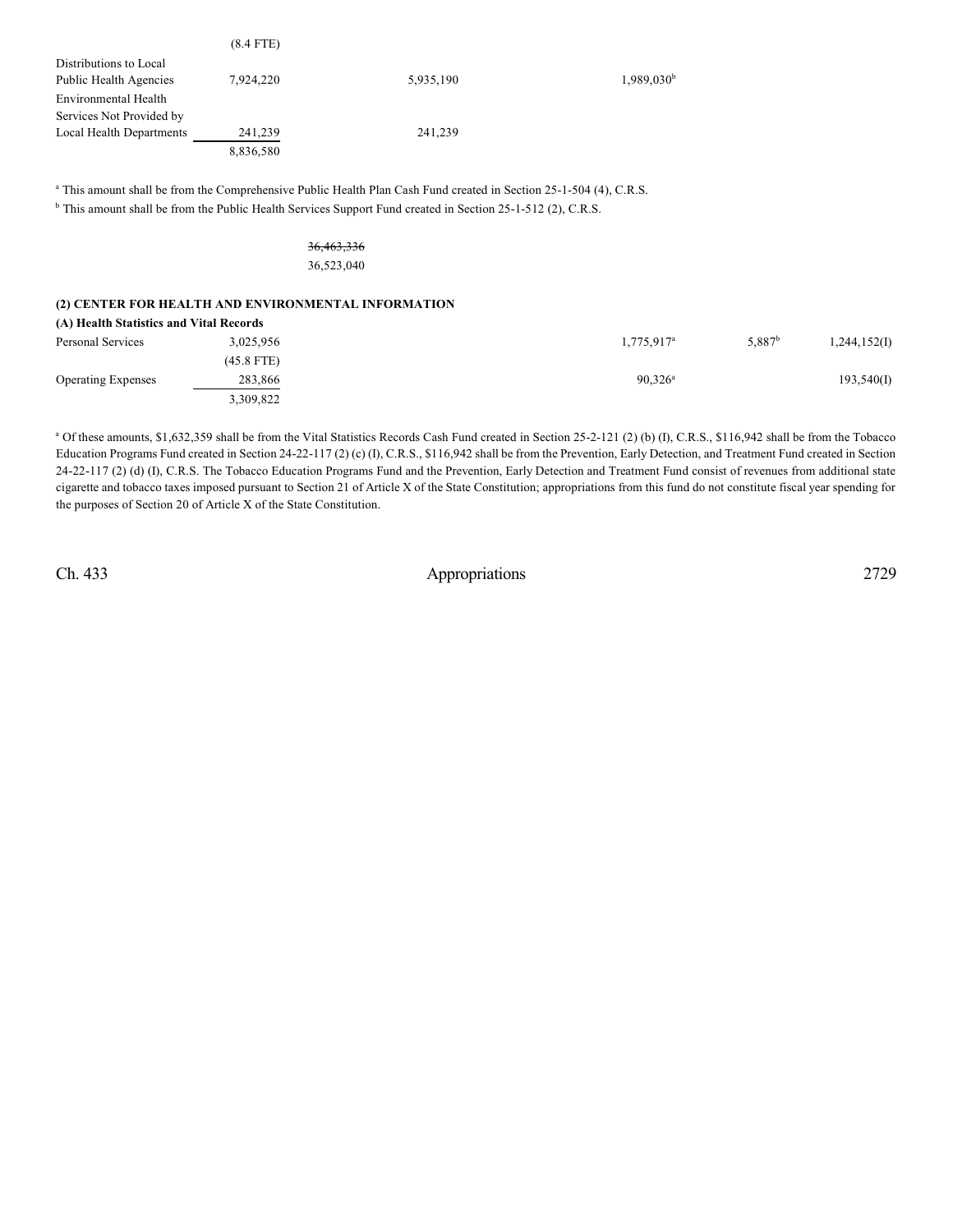| | | | | | |
|---|---|---|---|---|---|
| | (8.4 FTE) | | | | |
| Distributions to Local Public Health Agencies | 7,924,220 | 5,935,190 | 1,989,030[b] | | |
| Environmental Health Services Not Provided by Local Health Departments | 241,239 | 241,239 | | | |
| | 8,836,580 | | | | |

[a] This amount shall be from the Comprehensive Public Health Plan Cash Fund created in Section 25-1-504 (4), C.R.S.
[b] This amount shall be from the Public Health Services Support Fund created in Section 25-1-512 (2), C.R.S.

~~36,463,336~~
36,523,040

**(2) CENTER FOR HEALTH AND ENVIRONMENTAL INFORMATION**

**(A) Health Statistics and Vital Records**

| | | | | | |
|---|---|---|---|---|---|
| Personal Services | 3,025,956 | | 1,775,917[a] | 5,887[b] | 1,244,152(I) |
| | (45.8 FTE) | | | | |
| Operating Expenses | 283,866 | | 90,326[a] | | 193,540(I) |
| | 3,309,822 | | | | |

[a] Of these amounts, $1,632,359 shall be from the Vital Statistics Records Cash Fund created in Section 25-2-121 (2) (b) (I), C.R.S., $116,942 shall be from the Tobacco Education Programs Fund created in Section 24-22-117 (2) (c) (I), C.R.S., $116,942 shall be from the Prevention, Early Detection, and Treatment Fund created in Section 24-22-117 (2) (d) (I), C.R.S. The Tobacco Education Programs Fund and the Prevention, Early Detection and Treatment Fund consist of revenues from additional state cigarette and tobacco taxes imposed pursuant to Section 21 of Article X of the State Constitution; appropriations from this fund do not constitute fiscal year spending for the purposes of Section 20 of Article X of the State Constitution.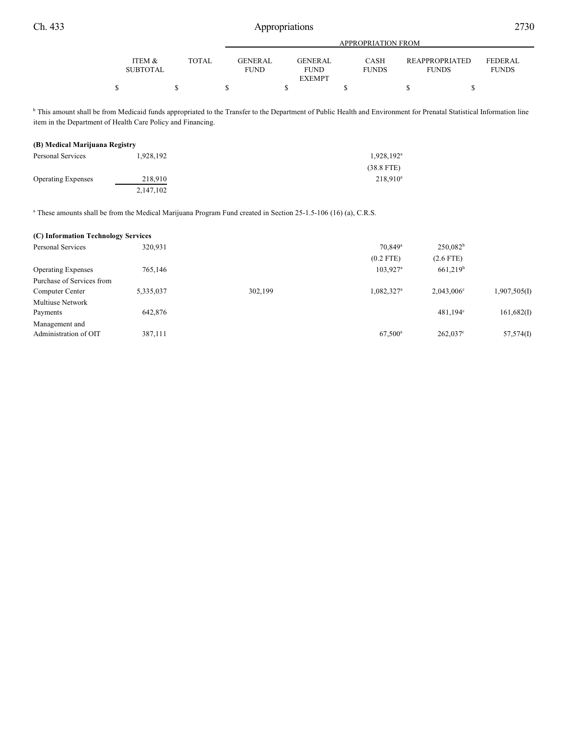| | ITEM & SUBTOTAL | TOTAL | APPROPRIATION FROM GENERAL FUND | GENERAL FUND EXEMPT | CASH FUNDS | REAPPROPRIATED FUNDS | FEDERAL FUNDS |
|---|---|---|---|---|---|---|---|
| | $ | $ | $ | $ | $ | $ | $ |

[b] This amount shall be from Medicaid funds appropriated to the Transfer to the Department of Public Health and Environment for Prenatal Statistical Information line item in the Department of Health Care Policy and Financing.

**(B) Medical Marijuana Registry**

| | ITEM & SUBTOTAL | TOTAL | GENERAL FUND | GENERAL FUND EXEMPT | CASH FUNDS | REAPPROPRIATED FUNDS | FEDERAL FUNDS |
|---|---|---|---|---|---|---|---|
| Personal Services | 1,928,192 | | | | 1,928,192[a] | | |
| | | | | | (38.8 FTE) | | |
| Operating Expenses | 218,910 | | | | 218,910[a] | | |
| | 2,147,102 | | | | | | |

[a] These amounts shall be from the Medical Marijuana Program Fund created in Section 25-1.5-106 (16) (a), C.R.S.

**(C) Information Technology Services**

| | ITEM & SUBTOTAL | TOTAL | GENERAL FUND | GENERAL FUND EXEMPT | CASH FUNDS | REAPPROPRIATED FUNDS | FEDERAL FUNDS |
|---|---|---|---|---|---|---|---|
| Personal Services | 320,931 | | | | 70,849[a] | 250,082[b] | |
| | | | | | (0.2 FTE) | (2.6 FTE) | |
| Operating Expenses | 765,146 | | | | 103,927[a] | 661,219[b] | |
| Purchase of Services from Computer Center | 5,335,037 | | 302,199 | | 1,082,327[a] | 2,043,006[c] | 1,907,505(I) |
| Multiuse Network Payments | 642,876 | | | | | 481,194[c] | 161,682(I) |
| Management and Administration of OIT | 387,111 | | | | 67,500[a] | 262,037[c] | 57,574(I) |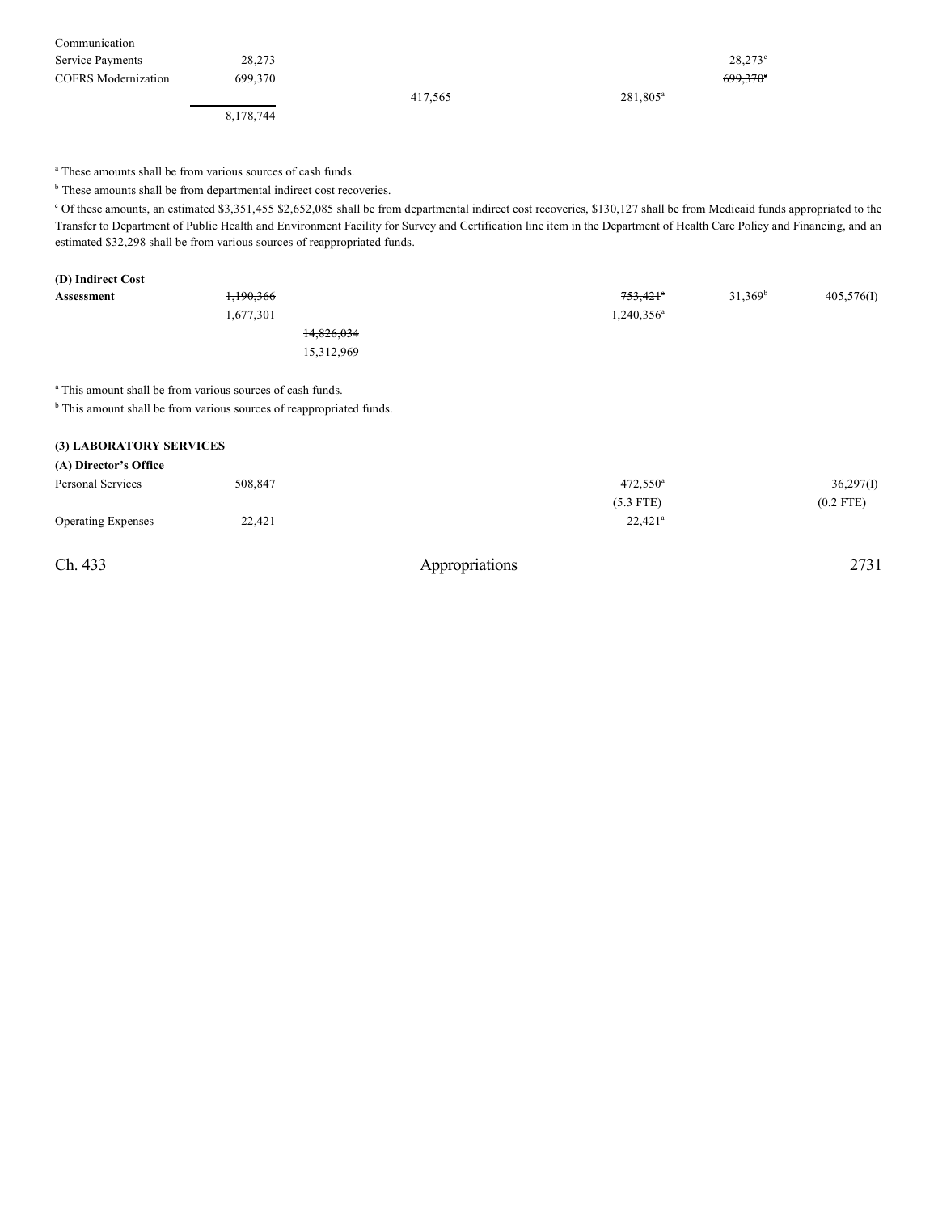| | | | | | |
|---|---|---|---|---|---|
| Communication Service Payments | 28,273 | | | 28,273[c] | |
| COFRS Modernization | 699,370 | | | ~~699,370~~[a] | |
| | | 417,565 | 281,805[a] | | |
| | 8,178,744 | | | | |

[a] These amounts shall be from various sources of cash funds.

[b] These amounts shall be from departmental indirect cost recoveries.

[c] Of these amounts, an estimated ~~$3,351,455~~ $2,652,085 shall be from departmental indirect cost recoveries, $130,127 shall be from Medicaid funds appropriated to the Transfer to Department of Public Health and Environment Facility for Survey and Certification line item in the Department of Health Care Policy and Financing, and an estimated $32,298 shall be from various sources of reappropriated funds.

**(D) Indirect Cost**

| | | | | | |
|---|---|---|---|---|---|
| **Assessment** | ~~1,190,366~~ | | ~~753,421~~[a] | 31,369[b] | 405,576(I) |
| | 1,677,301 | | 1,240,356[a] | | |
| | | ~~14,826,034~~ | | | |
| | | 15,312,969 | | | |

[a] This amount shall be from various sources of cash funds.

[b] This amount shall be from various sources of reappropriated funds.

**(3) LABORATORY SERVICES**

**(A) Director's Office**

| | | | | | |
|---|---|---|---|---|---|
| Personal Services | 508,847 | | 472,550[a] | | 36,297(I) |
| | | | (5.3 FTE) | | (0.2 FTE) |
| Operating Expenses | 22,421 | | 22,421[a] | | |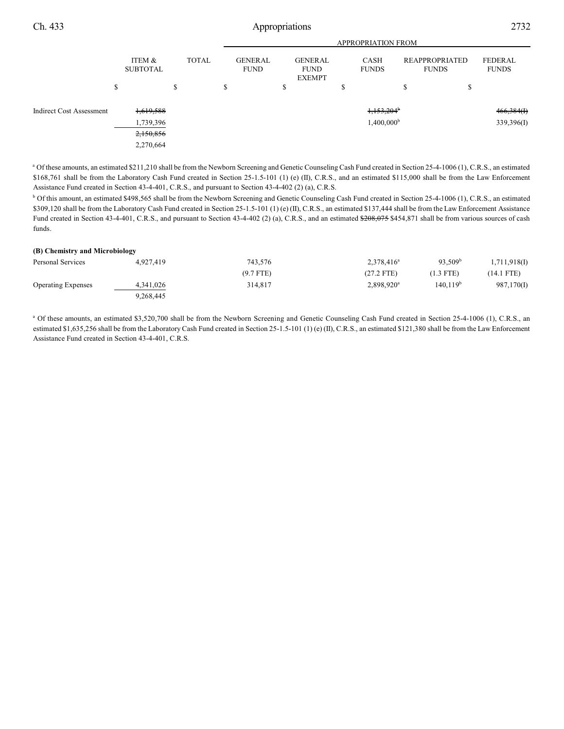| | ITEM & SUBTOTAL | TOTAL | GENERAL FUND | GENERAL FUND EXEMPT | CASH FUNDS | REAPPROPRIATED FUNDS | FEDERAL FUNDS |
|---|---|---|---|---|---|---|---|
| | | | APPROPRIATION FROM | | | | |
| | $ | $ | $ | $ | $ | $ | $ |
| Indirect Cost Assessment | ~~1,619,588~~ | | | | ~~1,153,204~~[b] | | ~~466,384(I)~~ |
| | 1,739,396 | | | | 1,400,000[b] | | 339,396(I) |
| | ~~2,150,856~~ | | | | | | |
| | 2,270,664 | | | | | | |

[a] Of these amounts, an estimated $211,210 shall be from the Newborn Screening and Genetic Counseling Cash Fund created in Section 25-4-1006 (1), C.R.S., an estimated $168,761 shall be from the Laboratory Cash Fund created in Section 25-1.5-101 (1) (e) (II), C.R.S., and an estimated $115,000 shall be from the Law Enforcement Assistance Fund created in Section 43-4-401, C.R.S., and pursuant to Section 43-4-402 (2) (a), C.R.S.

[b] Of this amount, an estimated $498,565 shall be from the Newborn Screening and Genetic Counseling Cash Fund created in Section 25-4-1006 (1), C.R.S., an estimated $309,120 shall be from the Laboratory Cash Fund created in Section 25-1.5-101 (1) (e) (II), C.R.S., an estimated $137,444 shall be from the Law Enforcement Assistance Fund created in Section 43-4-401, C.R.S., and pursuant to Section 43-4-402 (2) (a), C.R.S., and an estimated ~~$208,075~~ $454,871 shall be from various sources of cash funds.

**(B) Chemistry and Microbiology**

| | ITEM & SUBTOTAL | TOTAL | GENERAL FUND | GENERAL FUND EXEMPT | CASH FUNDS | REAPPROPRIATED FUNDS | FEDERAL FUNDS |
|---|---|---|---|---|---|---|---|
| Personal Services | 4,927,419 | | 743,576 | | 2,378,416[a] | 93,509[b] | 1,711,918(I) |
| | | | (9.7 FTE) | | (27.2 FTE) | (1.3 FTE) | (14.1 FTE) |
| Operating Expenses | 4,341,026 | | 314,817 | | 2,898,920[a] | 140,119[b] | 987,170(I) |
| | 9,268,445 | | | | | | |

[a] Of these amounts, an estimated $3,520,700 shall be from the Newborn Screening and Genetic Counseling Cash Fund created in Section 25-4-1006 (1), C.R.S., an estimated $1,635,256 shall be from the Laboratory Cash Fund created in Section 25-1.5-101 (1) (e) (II), C.R.S., an estimated $121,380 shall be from the Law Enforcement Assistance Fund created in Section 43-4-401, C.R.S.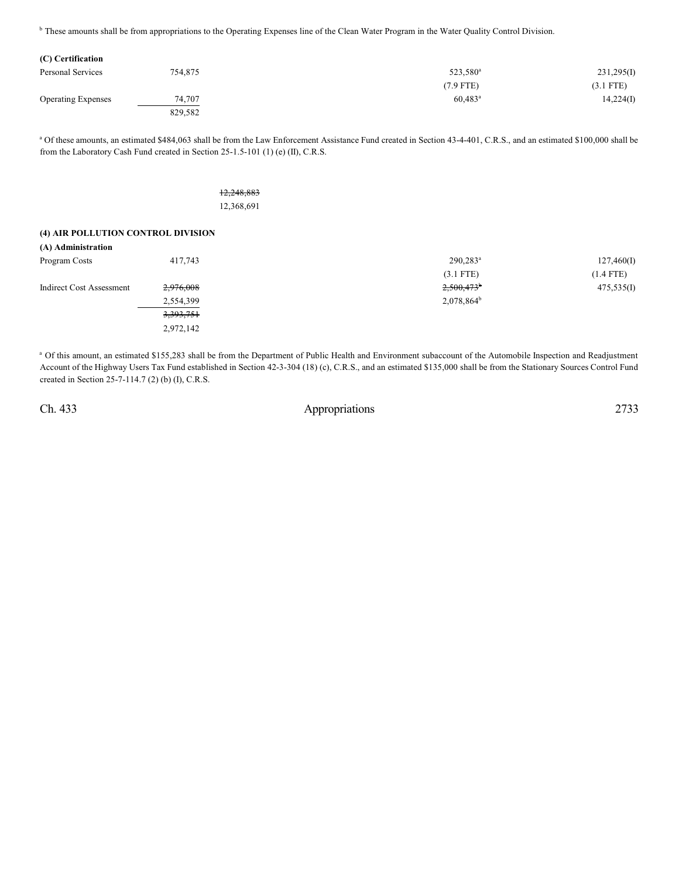[b] These amounts shall be from appropriations to the Operating Expenses line of the Clean Water Program in the Water Quality Control Division.

**(C) Certification**

| | | | |
|---|---|---|---|
| Personal Services | 754,875 | 523,580[a] | 231,295(I) |
| | | (7.9 FTE) | (3.1 FTE) |
| Operating Expenses | 74,707 | 60,483[a] | 14,224(I) |
| | 829,582 | | |

[a] Of these amounts, an estimated $484,063 shall be from the Law Enforcement Assistance Fund created in Section 43-4-401, C.R.S., and an estimated $100,000 shall be from the Laboratory Cash Fund created in Section 25-1.5-101 (1) (e) (II), C.R.S.

~~12,248,883~~
12,368,691

**(4) AIR POLLUTION CONTROL DIVISION**

**(A) Administration**

| | | | |
|---|---|---|---|
| Program Costs | 417,743 | 290,283[a] | 127,460(I) |
| | | (3.1 FTE) | (1.4 FTE) |
| Indirect Cost Assessment | ~~2,976,008~~ 2,554,399 | ~~2,500,473~~[b] 2,078,864[b] | 475,535(I) |
| | ~~3,393,751~~ 2,972,142 | | |

[a] Of this amount, an estimated $155,283 shall be from the Department of Public Health and Environment subaccount of the Automobile Inspection and Readjustment Account of the Highway Users Tax Fund established in Section 42-3-304 (18) (c), C.R.S., and an estimated $135,000 shall be from the Stationary Sources Control Fund created in Section 25-7-114.7 (2) (b) (I), C.R.S.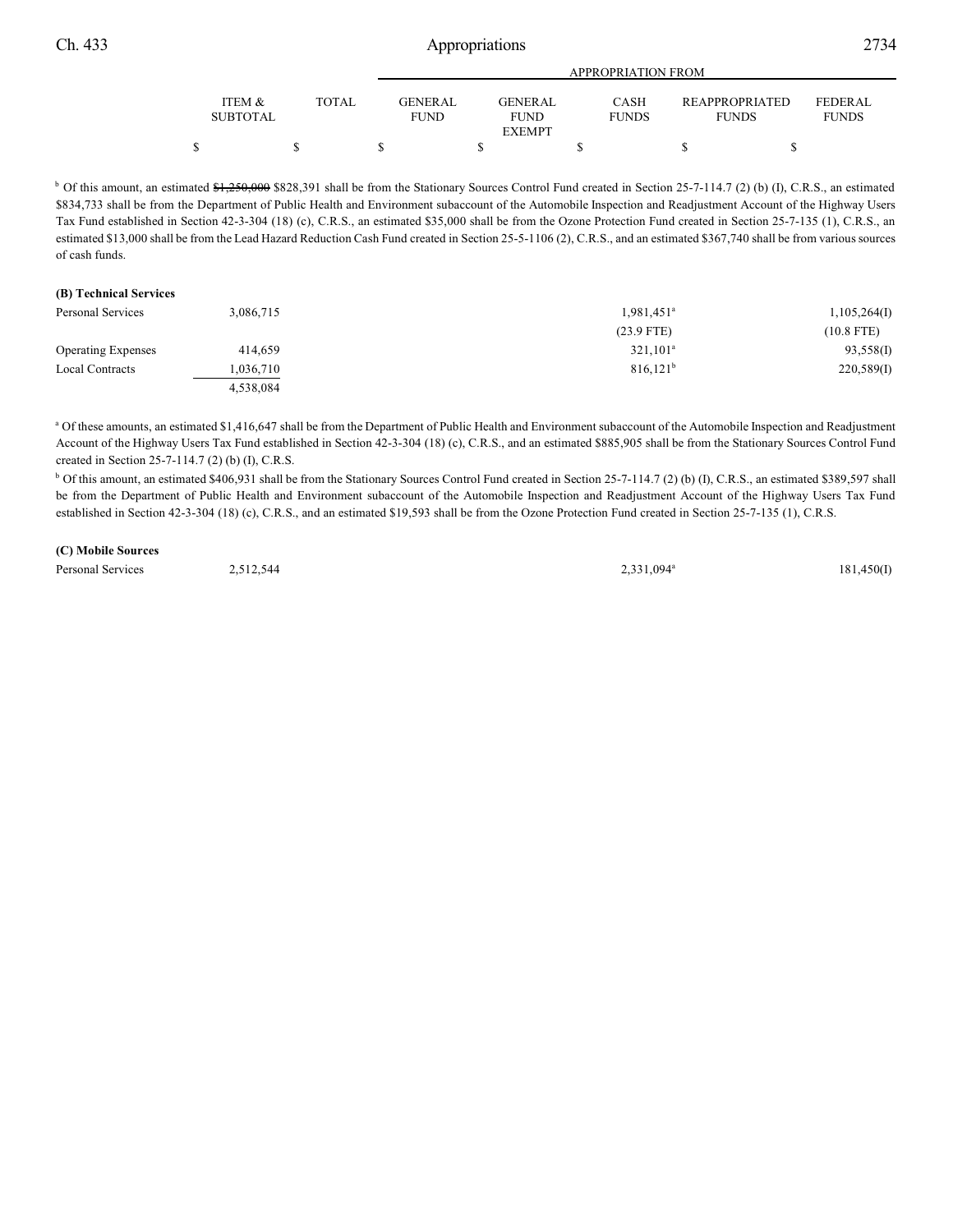| | ITEM & SUBTOTAL | TOTAL | GENERAL FUND | GENERAL FUND EXEMPT | CASH FUNDS | REAPPROPRIATED FUNDS | FEDERAL FUNDS |
|---|---|---|---|---|---|---|---|
| | | | APPROPRIATION FROM | | | | |
| | $ | $ | $ | $ | $ | $ | $ |

[b] Of this amount, an estimated ~~$1,250,000~~ $828,391 shall be from the Stationary Sources Control Fund created in Section 25-7-114.7 (2) (b) (I), C.R.S., an estimated $834,733 shall be from the Department of Public Health and Environment subaccount of the Automobile Inspection and Readjustment Account of the Highway Users Tax Fund established in Section 42-3-304 (18) (c), C.R.S., an estimated $35,000 shall be from the Ozone Protection Fund created in Section 25-7-135 (1), C.R.S., an estimated $13,000 shall be from the Lead Hazard Reduction Cash Fund created in Section 25-5-1106 (2), C.R.S., and an estimated $367,740 shall be from various sources of cash funds.

**(B) Technical Services**

| | ITEM & SUBTOTAL | TOTAL | GENERAL FUND | GENERAL FUND EXEMPT | CASH FUNDS | REAPPROPRIATED FUNDS | FEDERAL FUNDS |
|---|---|---|---|---|---|---|---|
| Personal Services | 3,086,715 | | | | 1,981,451[a] | | 1,105,264(I) |
| | | | | | (23.9 FTE) | | (10.8 FTE) |
| Operating Expenses | 414,659 | | | | 321,101[a] | | 93,558(I) |
| Local Contracts | 1,036,710 | | | | 816,121[b] | | 220,589(I) |
| | 4,538,084 | | | | | | |

[a] Of these amounts, an estimated $1,416,647 shall be from the Department of Public Health and Environment subaccount of the Automobile Inspection and Readjustment Account of the Highway Users Tax Fund established in Section 42-3-304 (18) (c), C.R.S., and an estimated $885,905 shall be from the Stationary Sources Control Fund created in Section 25-7-114.7 (2) (b) (I), C.R.S.

[b] Of this amount, an estimated $406,931 shall be from the Stationary Sources Control Fund created in Section 25-7-114.7 (2) (b) (I), C.R.S., an estimated $389,597 shall be from the Department of Public Health and Environment subaccount of the Automobile Inspection and Readjustment Account of the Highway Users Tax Fund established in Section 42-3-304 (18) (c), C.R.S., and an estimated $19,593 shall be from the Ozone Protection Fund created in Section 25-7-135 (1), C.R.S.

**(C) Mobile Sources**

| | ITEM & SUBTOTAL | TOTAL | GENERAL FUND | GENERAL FUND EXEMPT | CASH FUNDS | REAPPROPRIATED FUNDS | FEDERAL FUNDS |
|---|---|---|---|---|---|---|---|
| Personal Services | 2,512,544 | | | | 2,331,094[a] | | 181,450(I) |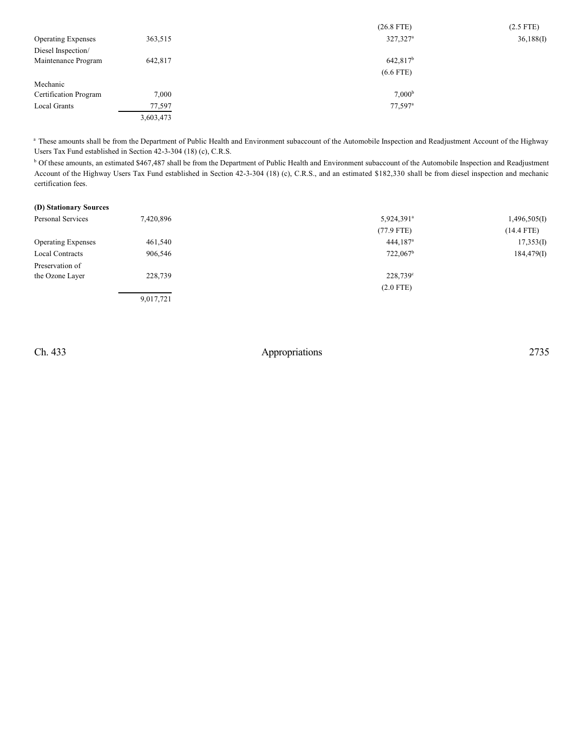| | | | |
|---|---|---|---|
| | | (26.8 FTE) | (2.5 FTE) |
| Operating Expenses | 363,515 | 327,327[a] | 36,188(I) |
| Diesel Inspection/ Maintenance Program | 642,817 | 642,817[b] | |
| | | (6.6 FTE) | |
| Mechanic Certification Program | 7,000 | 7,000[b] | |
| Local Grants | 77,597 | 77,597[a] | |
| | 3,603,473 | | |

[a] These amounts shall be from the Department of Public Health and Environment subaccount of the Automobile Inspection and Readjustment Account of the Highway Users Tax Fund established in Section 42-3-304 (18) (c), C.R.S.

[b] Of these amounts, an estimated $467,487 shall be from the Department of Public Health and Environment subaccount of the Automobile Inspection and Readjustment Account of the Highway Users Tax Fund established in Section 42-3-304 (18) (c), C.R.S., and an estimated $182,330 shall be from diesel inspection and mechanic certification fees.

**(D) Stationary Sources**

| | | | |
|---|---|---|---|
| Personal Services | 7,420,896 | 5,924,391[a] | 1,496,505(I) |
| | | (77.9 FTE) | (14.4 FTE) |
| Operating Expenses | 461,540 | 444,187[a] | 17,353(I) |
| Local Contracts | 906,546 | 722,067[b] | 184,479(I) |
| Preservation of the Ozone Layer | 228,739 | 228,739[c] | |
| | | (2.0 FTE) | |
| | 9,017,721 | | |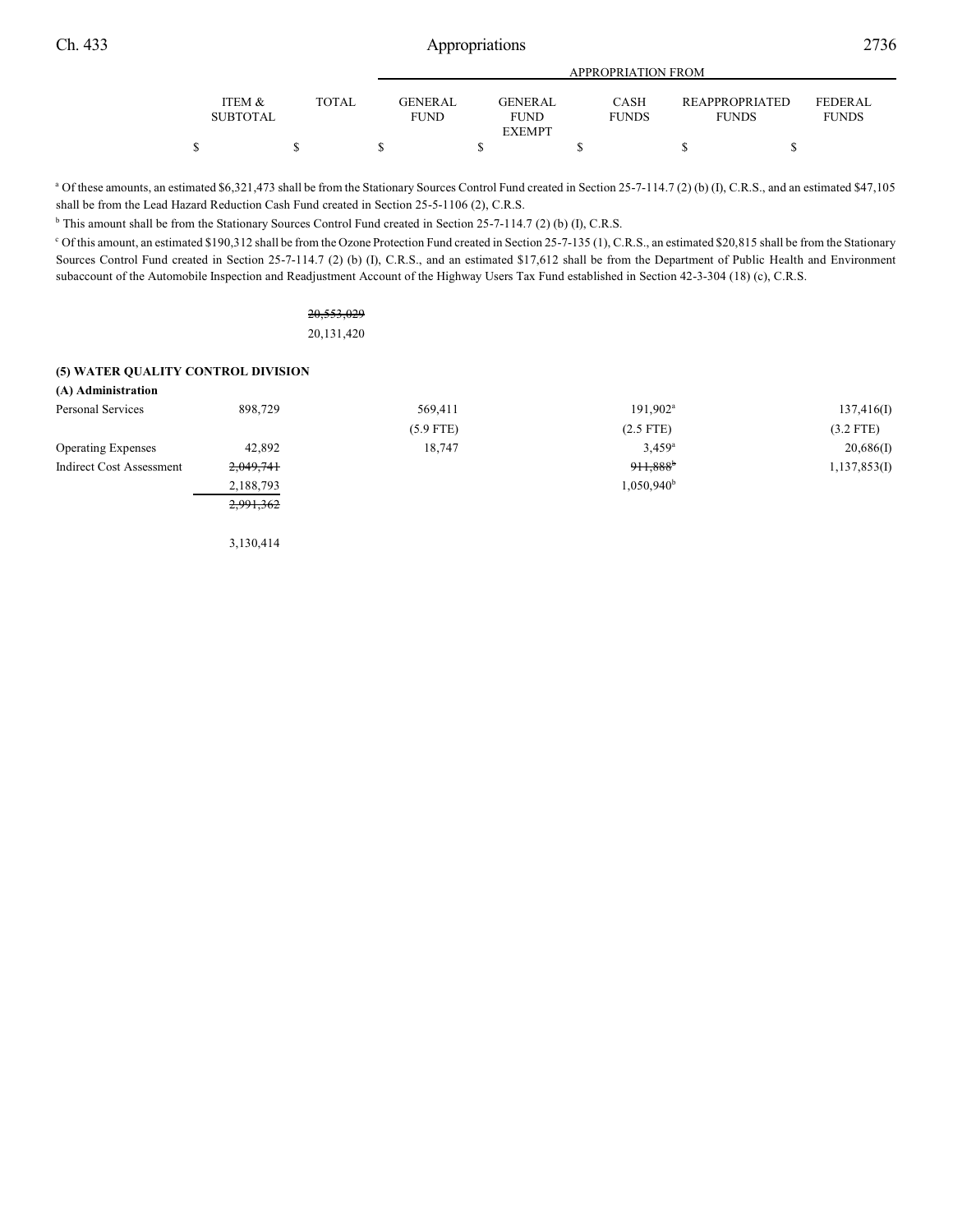| | ITEM & SUBTOTAL | TOTAL | APPROPRIATION FROM GENERAL FUND | GENERAL FUND EXEMPT | CASH FUNDS | REAPPROPRIATED FUNDS | FEDERAL FUNDS |
|---|---|---|---|---|---|---|---|
| | $ | $ | $ | $ | $ | $ | $ |

[a] Of these amounts, an estimated $6,321,473 shall be from the Stationary Sources Control Fund created in Section 25-7-114.7 (2) (b) (I), C.R.S., and an estimated $47,105 shall be from the Lead Hazard Reduction Cash Fund created in Section 25-5-1106 (2), C.R.S.

[b] This amount shall be from the Stationary Sources Control Fund created in Section 25-7-114.7 (2) (b) (I), C.R.S.

[c] Of this amount, an estimated $190,312 shall be from the Ozone Protection Fund created in Section 25-7-135 (1), C.R.S., an estimated $20,815 shall be from the Stationary Sources Control Fund created in Section 25-7-114.7 (2) (b) (I), C.R.S., and an estimated $17,612 shall be from the Department of Public Health and Environment subaccount of the Automobile Inspection and Readjustment Account of the Highway Users Tax Fund established in Section 42-3-304 (18) (c), C.R.S.

| | ITEM & SUBTOTAL | TOTAL | GENERAL FUND | GENERAL FUND EXEMPT | CASH FUNDS | REAPPROPRIATED FUNDS | FEDERAL FUNDS |
|---|---|---|---|---|---|---|---|
| | | ~~20,553,029~~ 20,131,420 | | | | | |
| **(5) WATER QUALITY CONTROL DIVISION** | | | | | | | |
| **(A) Administration** | | | | | | | |
| Personal Services | 898,729 | | 569,411 (5.9 FTE) | | 191,902[a] (2.5 FTE) | | 137,416(I) (3.2 FTE) |
| Operating Expenses | 42,892 | | 18,747 | | 3,459[a] | | 20,686(I) |
| Indirect Cost Assessment | ~~2,049,741~~ 2,188,793 | | | | ~~911,888~~[b] 1,050,940[b] | | 1,137,853(I) |
| | ~~2,991,362~~ 3,130,414 | | | | | | |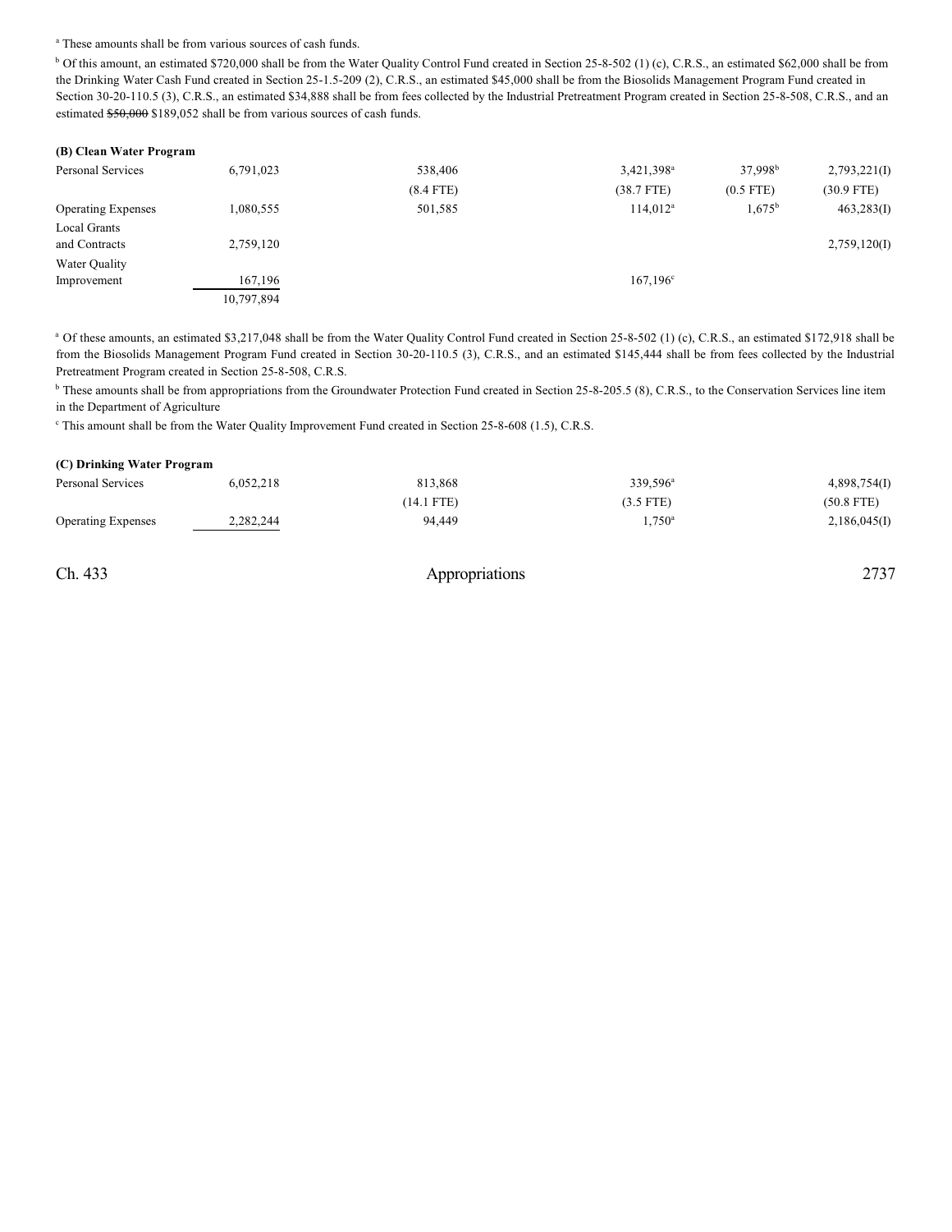[a] These amounts shall be from various sources of cash funds.

[b] Of this amount, an estimated $720,000 shall be from the Water Quality Control Fund created in Section 25-8-502 (1) (c), C.R.S., an estimated $62,000 shall be from the Drinking Water Cash Fund created in Section 25-1.5-209 (2), C.R.S., an estimated $45,000 shall be from the Biosolids Management Program Fund created in Section 30-20-110.5 (3), C.R.S., an estimated $34,888 shall be from fees collected by the Industrial Pretreatment Program created in Section 25-8-508, C.R.S., and an estimated ~~$50,000~~ $189,052 shall be from various sources of cash funds.

**(B) Clean Water Program**

| | | | | | |
|---|---|---|---|---|---|
| Personal Services | 6,791,023 | 538,406 | 3,421,398[a] | 37,998[b] | 2,793,221(I) |
| | | (8.4 FTE) | (38.7 FTE) | (0.5 FTE) | (30.9 FTE) |
| Operating Expenses | 1,080,555 | 501,585 | 114,012[a] | 1,675[b] | 463,283(I) |
| Local Grants and Contracts | 2,759,120 | | | | 2,759,120(I) |
| Water Quality Improvement | 167,196 | | 167,196[c] | | |
| | 10,797,894 | | | | |

[a] Of these amounts, an estimated $3,217,048 shall be from the Water Quality Control Fund created in Section 25-8-502 (1) (c), C.R.S., an estimated $172,918 shall be from the Biosolids Management Program Fund created in Section 30-20-110.5 (3), C.R.S., and an estimated $145,444 shall be from fees collected by the Industrial Pretreatment Program created in Section 25-8-508, C.R.S.

[b] These amounts shall be from appropriations from the Groundwater Protection Fund created in Section 25-8-205.5 (8), C.R.S., to the Conservation Services line item in the Department of Agriculture

[c] This amount shall be from the Water Quality Improvement Fund created in Section 25-8-608 (1.5), C.R.S.

**(C) Drinking Water Program**

| | | | | | |
|---|---|---|---|---|---|
| Personal Services | 6,052,218 | 813,868 | 339,596[a] | | 4,898,754(I) |
| | | (14.1 FTE) | (3.5 FTE) | | (50.8 FTE) |
| Operating Expenses | 2,282,244 | 94,449 | 1,750[a] | | 2,186,045(I) |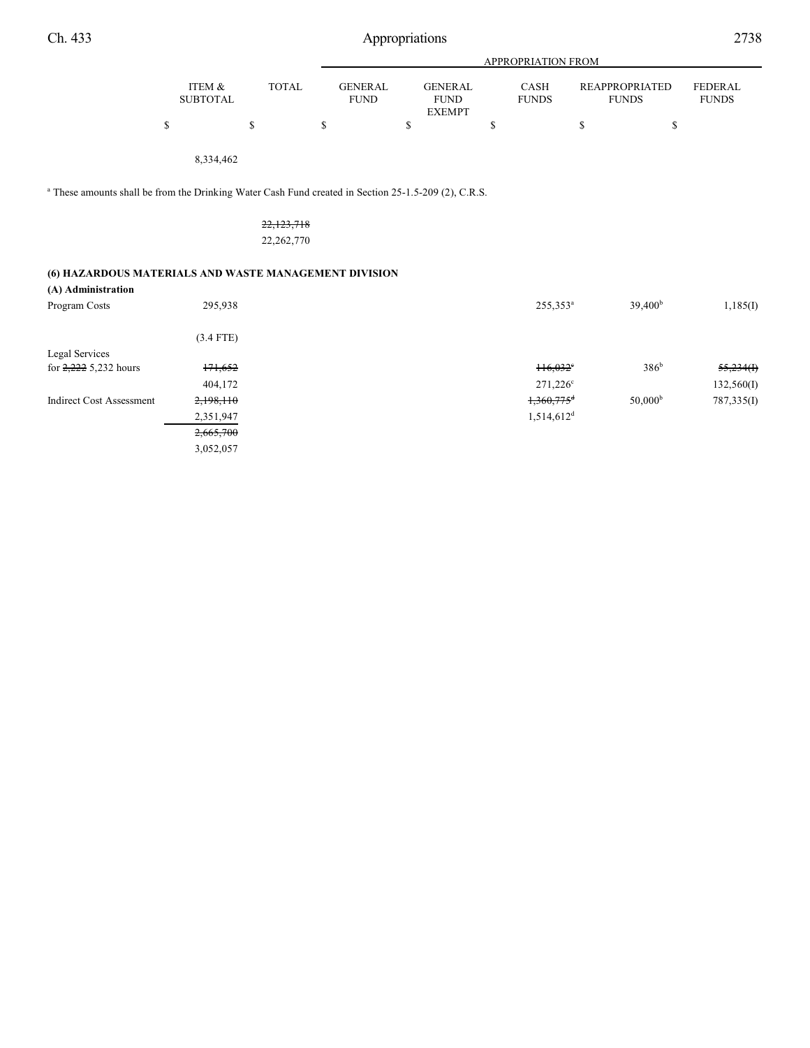| | ITEM & SUBTOTAL | TOTAL | GENERAL FUND | GENERAL FUND EXEMPT | CASH FUNDS | REAPPROPRIATED FUNDS | FEDERAL FUNDS |
|---|---|---|---|---|---|---|---|
| | | | APPROPRIATION FROM | | | | |
| | $ | $ | $ | $ | $ | $ | $ |
| | 8,334,462 | | | | | | |

[a] These amounts shall be from the Drinking Water Cash Fund created in Section 25-1.5-209 (2), C.R.S.

| | ITEM & SUBTOTAL | TOTAL | GENERAL FUND | GENERAL FUND EXEMPT | CASH FUNDS | REAPPROPRIATED FUNDS | FEDERAL FUNDS |
|---|---|---|---|---|---|---|---|
| | | ~~22,123,718~~ | | | | | |
| | | 22,262,770 | | | | | |
| **(6) HAZARDOUS MATERIALS AND WASTE MANAGEMENT DIVISION** | | | | | | | |
| **(A) Administration** | | | | | | | |
| Program Costs | 295,938 | | | | 255,353[a] | 39,400[b] | 1,185(I) |
| | (3.4 FTE) | | | | | | |
| Legal Services for ~~2,222~~ 5,232 hours | ~~171,652~~ | | | | ~~116,032~~[c] | 386[b] | ~~55,234(I)~~ |
| | 404,172 | | | | 271,226[c] | | 132,560(I) |
| Indirect Cost Assessment | ~~2,198,110~~ | | | | ~~1,360,775~~[d] | 50,000[b] | 787,335(I) |
| | 2,351,947 | | | | 1,514,612[d] | | |
| | ~~2,665,700~~ | | | | | | |
| | 3,052,057 | | | | | | |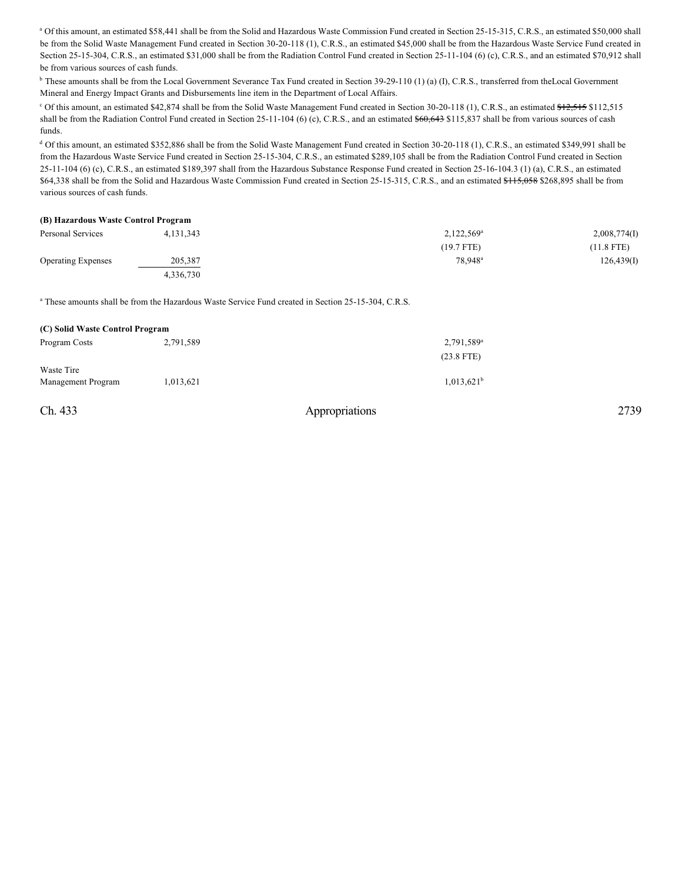[a] Of this amount, an estimated $58,441 shall be from the Solid and Hazardous Waste Commission Fund created in Section 25-15-315, C.R.S., an estimated $50,000 shall be from the Solid Waste Management Fund created in Section 30-20-118 (1), C.R.S., an estimated $45,000 shall be from the Hazardous Waste Service Fund created in Section 25-15-304, C.R.S., an estimated $31,000 shall be from the Radiation Control Fund created in Section 25-11-104 (6) (c), C.R.S., and an estimated $70,912 shall be from various sources of cash funds.

[b] These amounts shall be from the Local Government Severance Tax Fund created in Section 39-29-110 (1) (a) (I), C.R.S., transferred from theLocal Government Mineral and Energy Impact Grants and Disbursements line item in the Department of Local Affairs.

[c] Of this amount, an estimated $42,874 shall be from the Solid Waste Management Fund created in Section 30-20-118 (1), C.R.S., an estimated ~~$12,515~~ $112,515 shall be from the Radiation Control Fund created in Section 25-11-104 (6) (c), C.R.S., and an estimated ~~$60,643~~ $115,837 shall be from various sources of cash funds.

[d] Of this amount, an estimated $352,886 shall be from the Solid Waste Management Fund created in Section 30-20-118 (1), C.R.S., an estimated $349,991 shall be from the Hazardous Waste Service Fund created in Section 25-15-304, C.R.S., an estimated $289,105 shall be from the Radiation Control Fund created in Section 25-11-104 (6) (c), C.R.S., an estimated $189,397 shall from the Hazardous Substance Response Fund created in Section 25-16-104.3 (1) (a), C.R.S., an estimated $64,338 shall be from the Solid and Hazardous Waste Commission Fund created in Section 25-15-315, C.R.S., and an estimated ~~$115,058~~ $268,895 shall be from various sources of cash funds.

**(B) Hazardous Waste Control Program**

| | | | |
|---|---|---|---|
| Personal Services | 4,131,343 | 2,122,569[a] | 2,008,774(I) |
| | | (19.7 FTE) | (11.8 FTE) |
| Operating Expenses | 205,387 | 78,948[a] | 126,439(I) |
| | 4,336,730 | | |

[a] These amounts shall be from the Hazardous Waste Service Fund created in Section 25-15-304, C.R.S.

**(C) Solid Waste Control Program**

| | | |
|---|---|---|
| Program Costs | 2,791,589 | 2,791,589[a] |
| | | (23.8 FTE) |
| Waste Tire Management Program | 1,013,621 | 1,013,621[b] |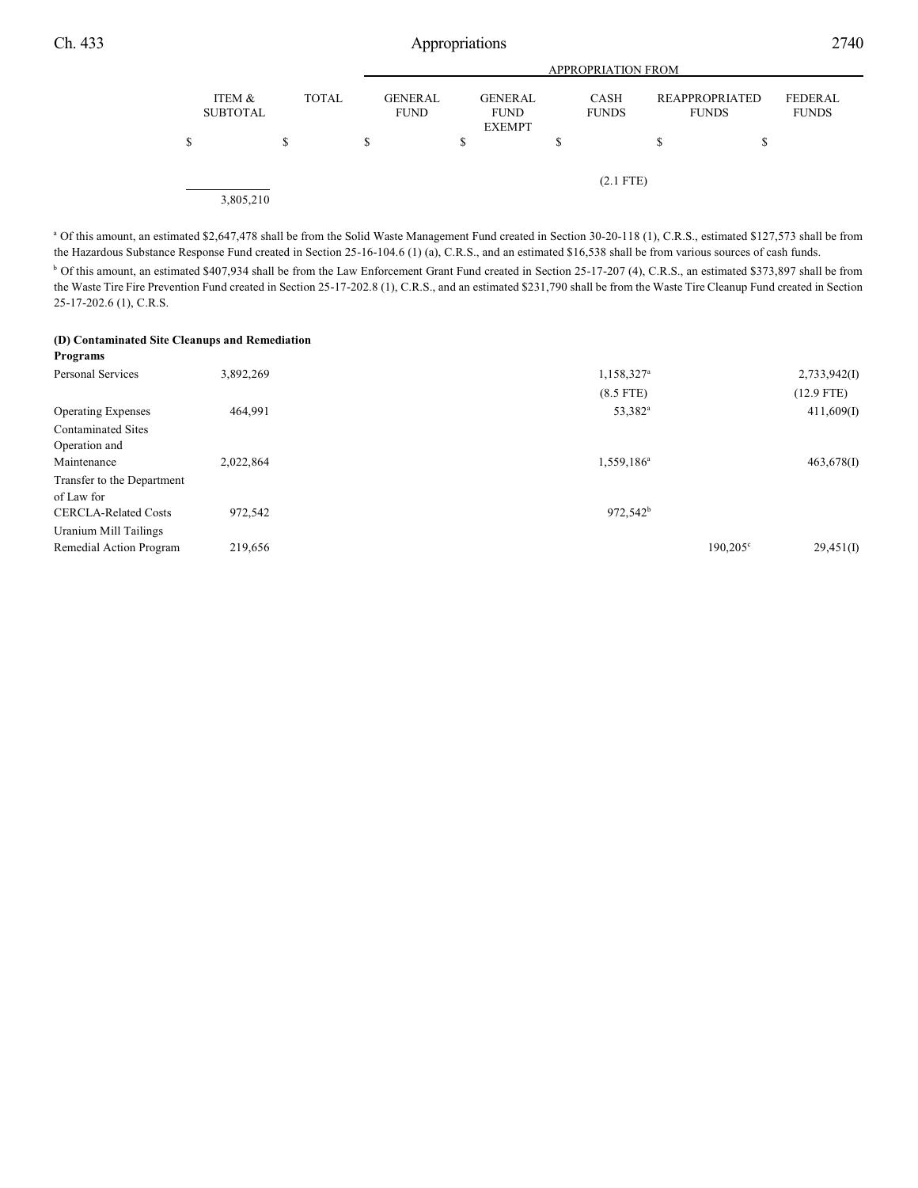| | ITEM & SUBTOTAL | TOTAL | GENERAL FUND | GENERAL FUND EXEMPT | CASH FUNDS | REAPPROPRIATED FUNDS | FEDERAL FUNDS |
|---|---|---|---|---|---|---|---|
| | $ | $ | $ | $ | $ | $ | $ |
| | | | | | (2.1 FTE) | | |
| | 3,805,210 | | | | | | |

[a] Of this amount, an estimated $2,647,478 shall be from the Solid Waste Management Fund created in Section 30-20-118 (1), C.R.S., estimated $127,573 shall be from the Hazardous Substance Response Fund created in Section 25-16-104.6 (1) (a), C.R.S., and an estimated $16,538 shall be from various sources of cash funds.

[b] Of this amount, an estimated $407,934 shall be from the Law Enforcement Grant Fund created in Section 25-17-207 (4), C.R.S., an estimated $373,897 shall be from the Waste Tire Fire Prevention Fund created in Section 25-17-202.8 (1), C.R.S., and an estimated $231,790 shall be from the Waste Tire Cleanup Fund created in Section 25-17-202.6 (1), C.R.S.

**(D) Contaminated Site Cleanups and Remediation Programs**

| | ITEM & SUBTOTAL | TOTAL | GENERAL FUND | GENERAL FUND EXEMPT | CASH FUNDS | REAPPROPRIATED FUNDS | FEDERAL FUNDS |
|---|---|---|---|---|---|---|---|
| Personal Services | 3,892,269 | | | | 1,158,327[a] | | 2,733,942(I) |
| | | | | | (8.5 FTE) | | (12.9 FTE) |
| Operating Expenses | 464,991 | | | | 53,382[a] | | 411,609(I) |
| Contaminated Sites Operation and Maintenance | 2,022,864 | | | | 1,559,186[a] | | 463,678(I) |
| Transfer to the Department of Law for CERCLA-Related Costs | 972,542 | | | | 972,542[b] | | |
| Uranium Mill Tailings Remedial Action Program | 219,656 | | | | | 190,205[c] | 29,451(I) |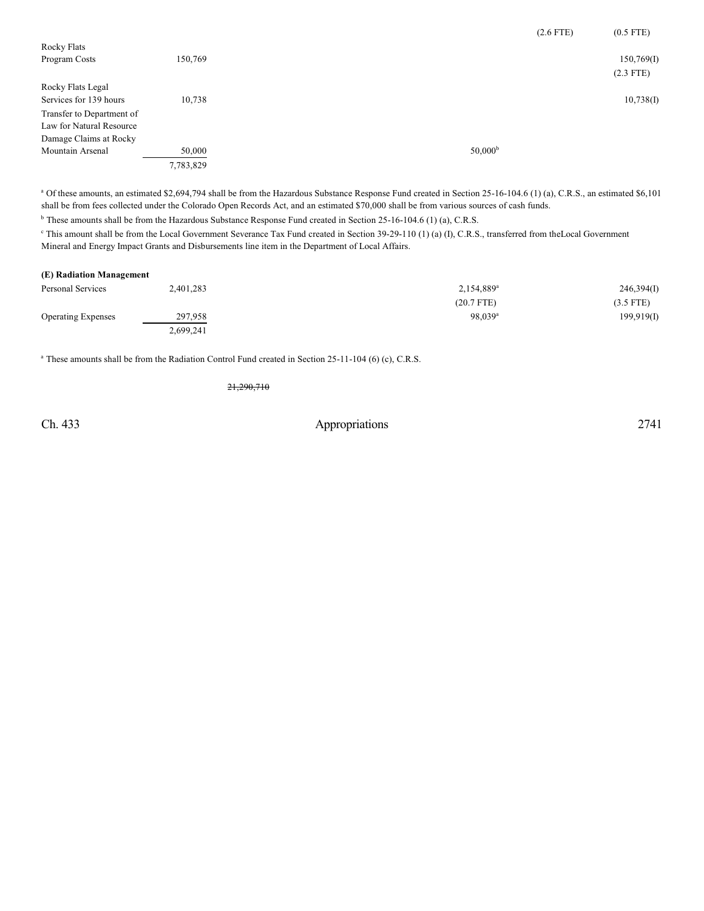| | | | | | |
|---|---|---|---|---|---|
| | | | | (2.6 FTE) | (0.5 FTE) |
| Rocky Flats Program Costs | 150,769 | | | | 150,769(I) |
| | | | | | (2.3 FTE) |
| Rocky Flats Legal Services for 139 hours | 10,738 | | | | 10,738(I) |
| Transfer to Department of Law for Natural Resource Damage Claims at Rocky Mountain Arsenal | 50,000 | | 50,000[b] | | |
| | 7,783,829 | | | | |

[a] Of these amounts, an estimated $2,694,794 shall be from the Hazardous Substance Response Fund created in Section 25-16-104.6 (1) (a), C.R.S., an estimated $6,101 shall be from fees collected under the Colorado Open Records Act, and an estimated $70,000 shall be from various sources of cash funds.

[b] These amounts shall be from the Hazardous Substance Response Fund created in Section 25-16-104.6 (1) (a), C.R.S.

[c] This amount shall be from the Local Government Severance Tax Fund created in Section 39-29-110 (1) (a) (I), C.R.S., transferred from theLocal Government Mineral and Energy Impact Grants and Disbursements line item in the Department of Local Affairs.

**(E) Radiation Management**

| | | | | | |
|---|---|---|---|---|---|
| Personal Services | 2,401,283 | | 2,154,889[a] | | 246,394(I) |
| | | | (20.7 FTE) | | (3.5 FTE) |
| Operating Expenses | 297,958 | | 98,039[a] | | 199,919(I) |
| | 2,699,241 | | | | |

[a] These amounts shall be from the Radiation Control Fund created in Section 25-11-104 (6) (c), C.R.S.

~~21,290,710~~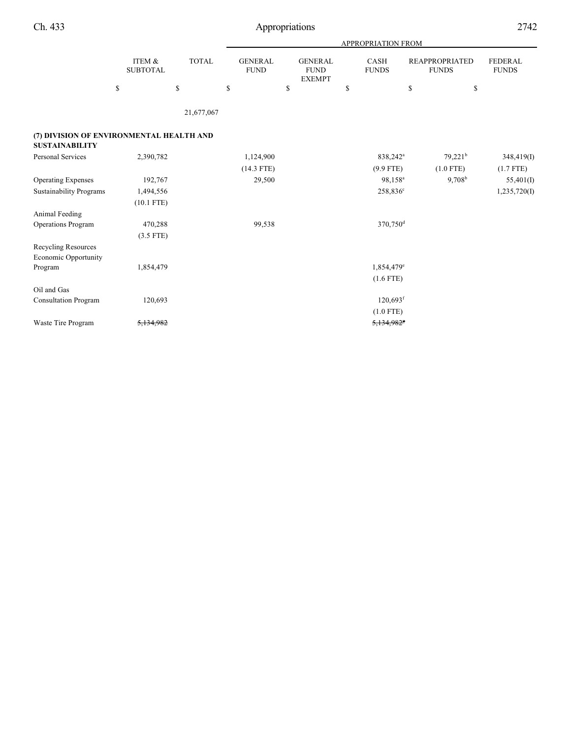| | ITEM & SUBTOTAL | TOTAL | APPROPRIATION FROM GENERAL FUND | GENERAL FUND EXEMPT | CASH FUNDS | REAPPROPRIATED FUNDS | FEDERAL FUNDS |
|---|---|---|---|---|---|---|---|
| | $ | $ | $ | $ | $ | $ | $ |
| | | 21,677,067 | | | | | |
| **(7) DIVISION OF ENVIRONMENTAL HEALTH AND SUSTAINABILITY** | | | | | | | |
| Personal Services | 2,390,782 | | 1,124,900 | | 838,242[a] | 79,221[b] | 348,419(I) |
| | | | (14.3 FTE) | | (9.9 FTE) | (1.0 FTE) | (1.7 FTE) |
| Operating Expenses | 192,767 | | 29,500 | | 98,158[a] | 9,708[b] | 55,401(I) |
| Sustainability Programs | 1,494,556 | | | | 258,836[c] | | 1,235,720(I) |
| | (10.1 FTE) | | | | | | |
| Animal Feeding Operations Program | 470,288 | | 99,538 | | 370,750[d] | | |
| | (3.5 FTE) | | | | | | |
| Recycling Resources Economic Opportunity Program | 1,854,479 | | | | 1,854,479[e] | | |
| | | | | | (1.6 FTE) | | |
| Oil and Gas Consultation Program | 120,693 | | | | 120,693[f] | | |
| | | | | | (1.0 FTE) | | |
| Waste Tire Program | ~~5,134,982~~ | | | | ~~5,134,982[g]~~ | | |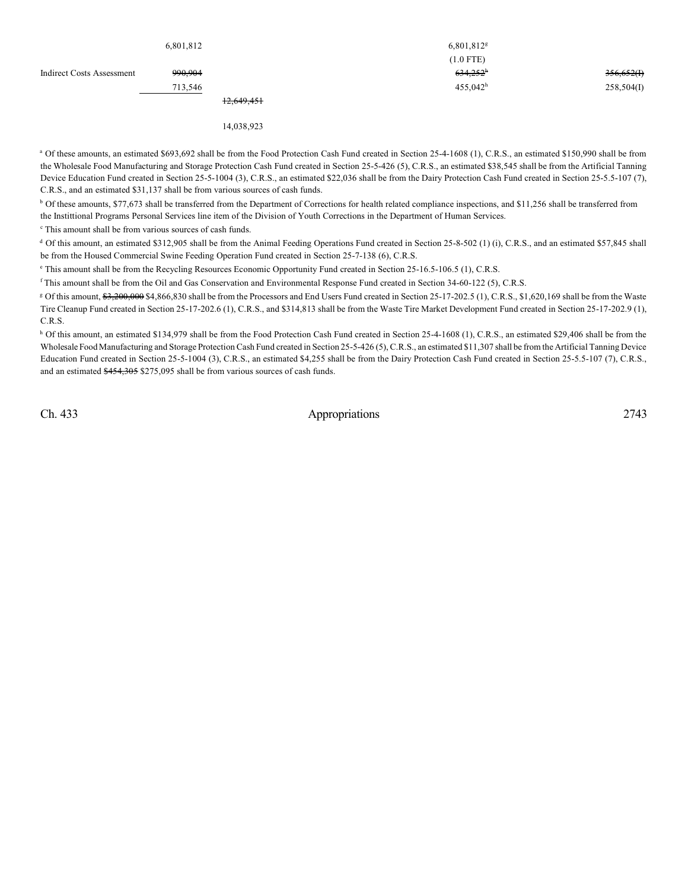| | | | | | |
|---|---|---|---|---|---|
| | 6,801,812 | | | 6,801,812[g] | |
| | | | | (1.0 FTE) | |
| Indirect Costs Assessment | ~~990,904~~ | | | ~~634,252~~[h] | ~~356,652(I)~~ |
| | 713,546 | | | 455,042[h] | 258,504(I) |
| | | ~~12,649,451~~ | | | |
| | | 14,038,923 | | | |

[a] Of these amounts, an estimated $693,692 shall be from the Food Protection Cash Fund created in Section 25-4-1608 (1), C.R.S., an estimated $150,990 shall be from the Wholesale Food Manufacturing and Storage Protection Cash Fund created in Section 25-5-426 (5), C.R.S., an estimated $38,545 shall be from the Artificial Tanning Device Education Fund created in Section 25-5-1004 (3), C.R.S., an estimated $22,036 shall be from the Dairy Protection Cash Fund created in Section 25-5.5-107 (7), C.R.S., and an estimated $31,137 shall be from various sources of cash funds.

[b] Of these amounts, $77,673 shall be transferred from the Department of Corrections for health related compliance inspections, and $11,256 shall be transferred from the Instittional Programs Personal Services line item of the Division of Youth Corrections in the Department of Human Services.

[c] This amount shall be from various sources of cash funds.

[d] Of this amount, an estimated $312,905 shall be from the Animal Feeding Operations Fund created in Section 25-8-502 (1) (i), C.R.S., and an estimated $57,845 shall be from the Housed Commercial Swine Feeding Operation Fund created in Section 25-7-138 (6), C.R.S.

[e] This amount shall be from the Recycling Resources Economic Opportunity Fund created in Section 25-16.5-106.5 (1), C.R.S.

[f] This amount shall be from the Oil and Gas Conservation and Environmental Response Fund created in Section 34-60-122 (5), C.R.S.

[g] Of this amount, ~~$3,200,000~~ $4,866,830 shall be from the Processors and End Users Fund created in Section 25-17-202.5 (1), C.R.S., $1,620,169 shall be from the Waste Tire Cleanup Fund created in Section 25-17-202.6 (1), C.R.S., and $314,813 shall be from the Waste Tire Market Development Fund created in Section 25-17-202.9 (1), C.R.S.

[h] Of this amount, an estimated $134,979 shall be from the Food Protection Cash Fund created in Section 25-4-1608 (1), C.R.S., an estimated $29,406 shall be from the Wholesale Food Manufacturing and Storage Protection Cash Fund created in Section 25-5-426 (5), C.R.S., an estimated $11,307 shall be from the Artificial Tanning Device Education Fund created in Section 25-5-1004 (3), C.R.S., an estimated $4,255 shall be from the Dairy Protection Cash Fund created in Section 25-5.5-107 (7), C.R.S., and an estimated ~~$454,305~~ $275,095 shall be from various sources of cash funds.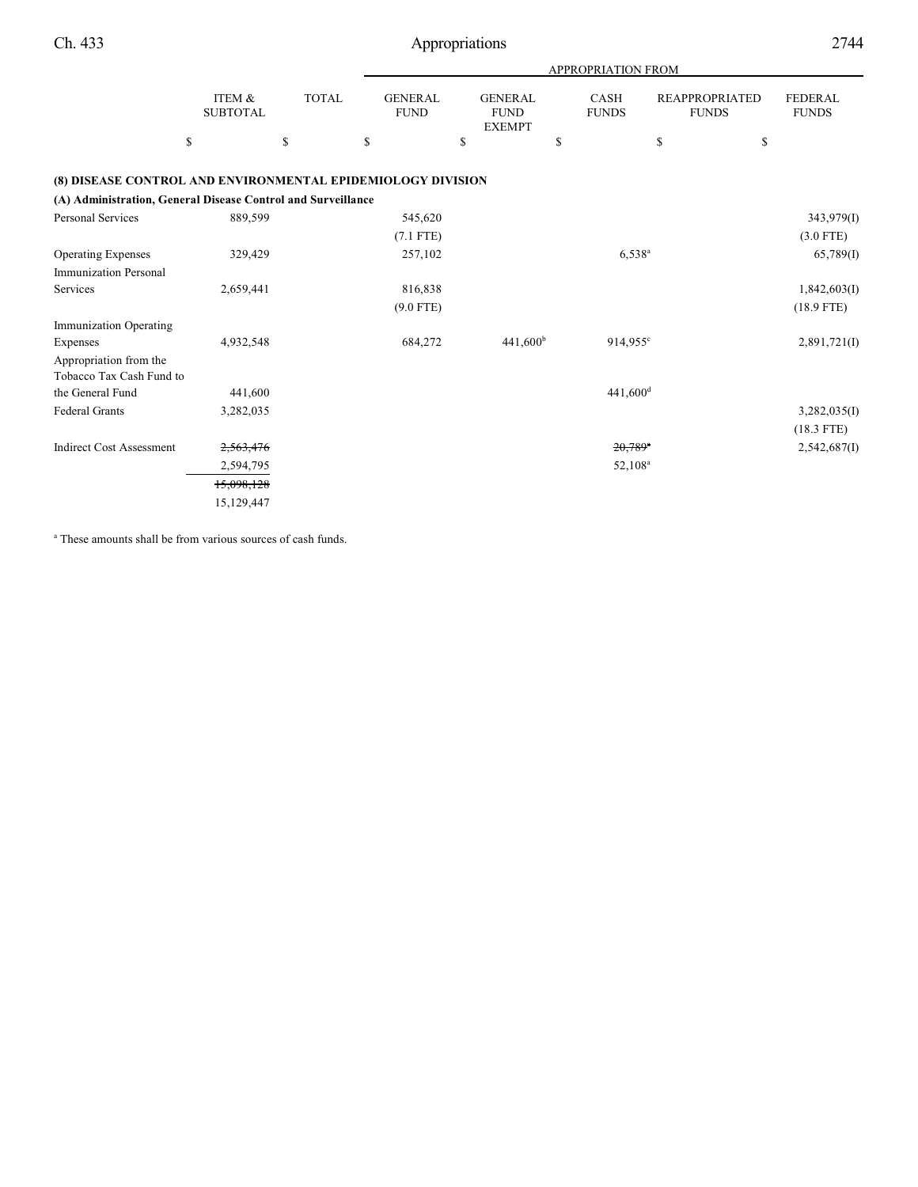| | ITEM & SUBTOTAL | TOTAL | APPROPRIATION FROM | | | | |
|---|---|---|---|---|---|---|---|
| | | | GENERAL FUND | GENERAL FUND EXEMPT | CASH FUNDS | REAPPROPRIATED FUNDS | FEDERAL FUNDS |
| | $ | $ | $ | $ | $ | $ | $ |
| **(8) DISEASE CONTROL AND ENVIRONMENTAL EPIDEMIOLOGY DIVISION** | | | | | | | |
| **(A) Administration, General Disease Control and Surveillance** | | | | | | | |
| Personal Services | 889,599 | | 545,620 | | | | 343,979(I) |
| | | | (7.1 FTE) | | | | (3.0 FTE) |
| Operating Expenses | 329,429 | | 257,102 | | 6,538[a] | | 65,789(I) |
| Immunization Personal Services | 2,659,441 | | 816,838 | | | | 1,842,603(I) |
| | | | (9.0 FTE) | | | | (18.9 FTE) |
| Immunization Operating Expenses | 4,932,548 | | 684,272 | 441,600[b] | 914,955[c] | | 2,891,721(I) |
| Appropriation from the Tobacco Tax Cash Fund to the General Fund | 441,600 | | | | 441,600[d] | | |
| Federal Grants | 3,282,035 | | | | | | 3,282,035(I) |
| | | | | | | | (18.3 FTE) |
| Indirect Cost Assessment | ~~2,563,476~~ | | | | ~~20,789[a]~~ | | 2,542,687(I) |
| | 2,594,795 | | | | 52,108[a] | | |
| | ~~15,098,128~~ | | | | | | |
| | 15,129,447 | | | | | | |

[a] These amounts shall be from various sources of cash funds.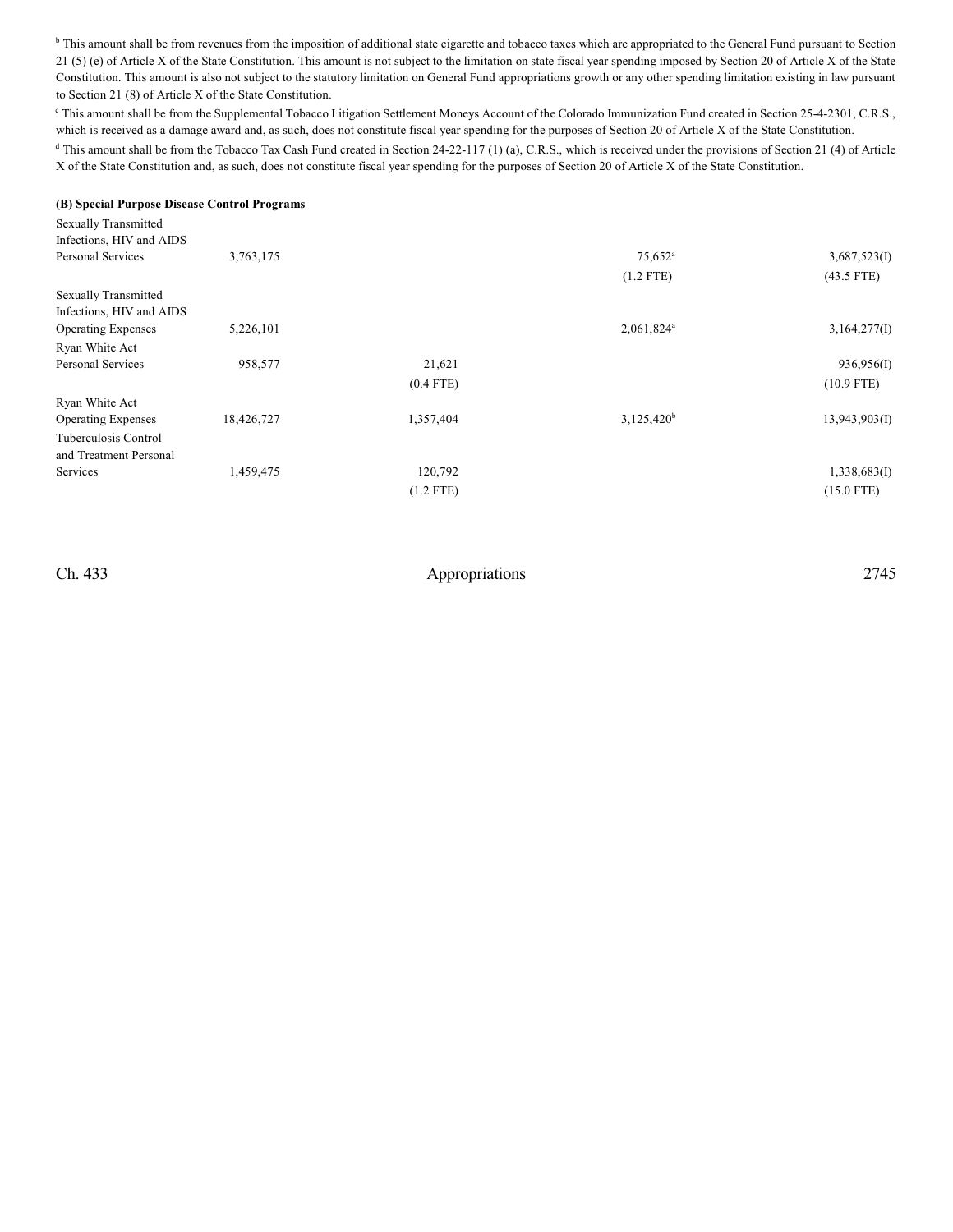[b] This amount shall be from revenues from the imposition of additional state cigarette and tobacco taxes which are appropriated to the General Fund pursuant to Section 21 (5) (e) of Article X of the State Constitution. This amount is not subject to the limitation on state fiscal year spending imposed by Section 20 of Article X of the State Constitution. This amount is also not subject to the statutory limitation on General Fund appropriations growth or any other spending limitation existing in law pursuant to Section 21 (8) of Article X of the State Constitution.

[c] This amount shall be from the Supplemental Tobacco Litigation Settlement Moneys Account of the Colorado Immunization Fund created in Section 25-4-2301, C.R.S., which is received as a damage award and, as such, does not constitute fiscal year spending for the purposes of Section 20 of Article X of the State Constitution.

[d] This amount shall be from the Tobacco Tax Cash Fund created in Section 24-22-117 (1) (a), C.R.S., which is received under the provisions of Section 21 (4) of Article X of the State Constitution and, as such, does not constitute fiscal year spending for the purposes of Section 20 of Article X of the State Constitution.

**(B) Special Purpose Disease Control Programs**

| | | | | | | |
|---|---|---|---|---|---|---|
| Sexually Transmitted Infections, HIV and AIDS Personal Services | 3,763,175 | | | 75,652[a] | | 3,687,523(I) |
| | | | | (1.2 FTE) | | (43.5 FTE) |
| Sexually Transmitted Infections, HIV and AIDS Operating Expenses | 5,226,101 | | | 2,061,824[a] | | 3,164,277(I) |
| Ryan White Act Personal Services | 958,577 | | 21,621 | | | 936,956(I) |
| | | | (0.4 FTE) | | | (10.9 FTE) |
| Ryan White Act Operating Expenses | 18,426,727 | | 1,357,404 | 3,125,420[b] | | 13,943,903(I) |
| Tuberculosis Control and Treatment Personal Services | 1,459,475 | | 120,792 | | | 1,338,683(I) |
| | | | (1.2 FTE) | | | (15.0 FTE) |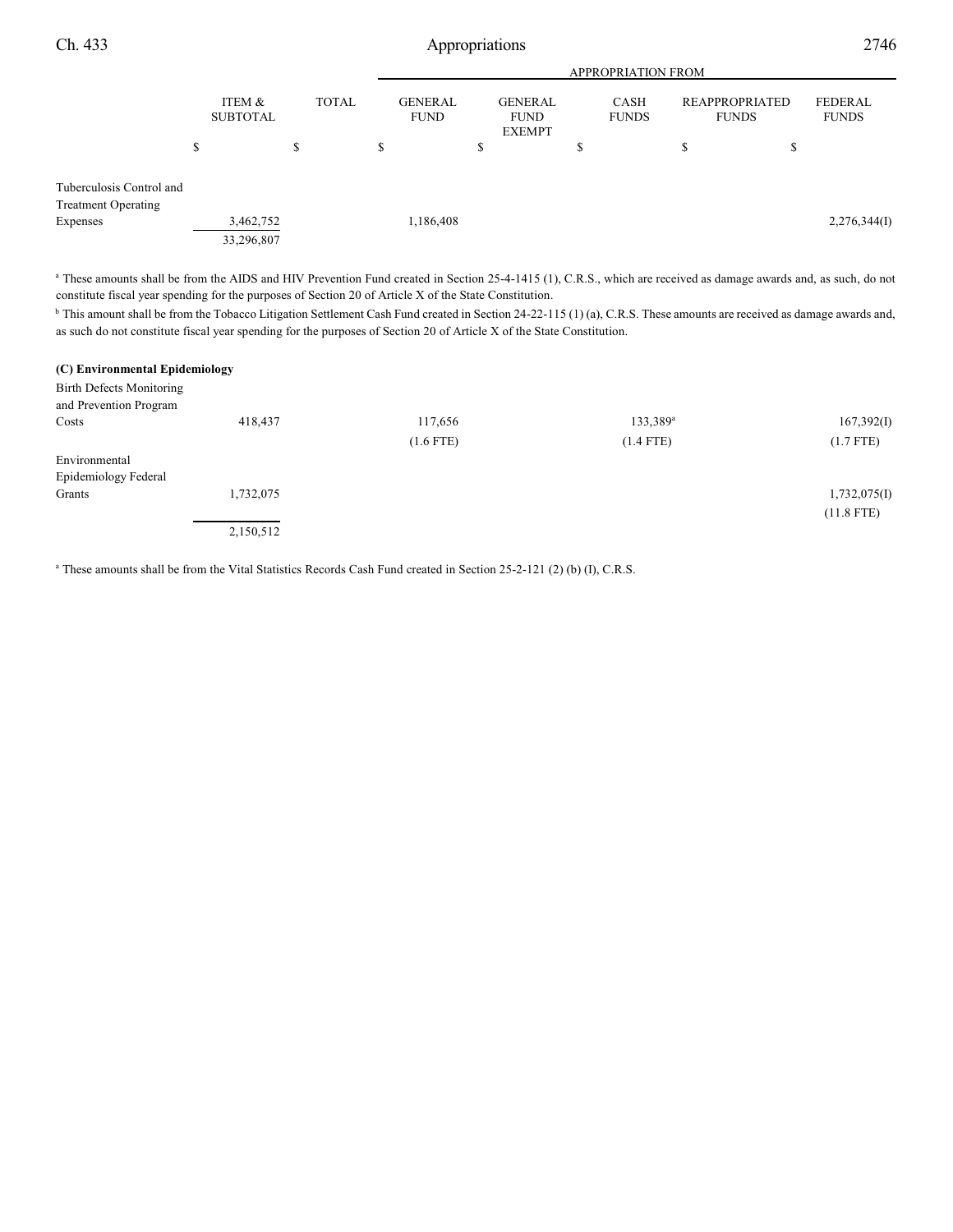| | ITEM & SUBTOTAL | TOTAL | APPROPRIATION FROM GENERAL FUND | GENERAL FUND EXEMPT | CASH FUNDS | REAPPROPRIATED FUNDS | FEDERAL FUNDS |
|---|---|---|---|---|---|---|---|
| | $ | $ | $ | $ | $ | $ | $ |
| Tuberculosis Control and Treatment Operating Expenses | 3,462,752 | | 1,186,408 | | | | 2,276,344(I) |
| | 33,296,807 | | | | | | |

[a] These amounts shall be from the AIDS and HIV Prevention Fund created in Section 25-4-1415 (1), C.R.S., which are received as damage awards and, as such, do not constitute fiscal year spending for the purposes of Section 20 of Article X of the State Constitution.

[b] This amount shall be from the Tobacco Litigation Settlement Cash Fund created in Section 24-22-115 (1) (a), C.R.S. These amounts are received as damage awards and, as such do not constitute fiscal year spending for the purposes of Section 20 of Article X of the State Constitution.

**(C) Environmental Epidemiology**

| | ITEM & SUBTOTAL | TOTAL | GENERAL FUND | GENERAL FUND EXEMPT | CASH FUNDS | REAPPROPRIATED FUNDS | FEDERAL FUNDS |
|---|---|---|---|---|---|---|---|
| Birth Defects Monitoring and Prevention Program Costs | 418,437 | | 117,656 | | 133,389[a] | | 167,392(I) |
| | | | (1.6 FTE) | | (1.4 FTE) | | (1.7 FTE) |
| Environmental Epidemiology Federal Grants | 1,732,075 | | | | | | 1,732,075(I) |
| | | | | | | | (11.8 FTE) |
| | 2,150,512 | | | | | | |

[a] These amounts shall be from the Vital Statistics Records Cash Fund created in Section 25-2-121 (2) (b) (I), C.R.S.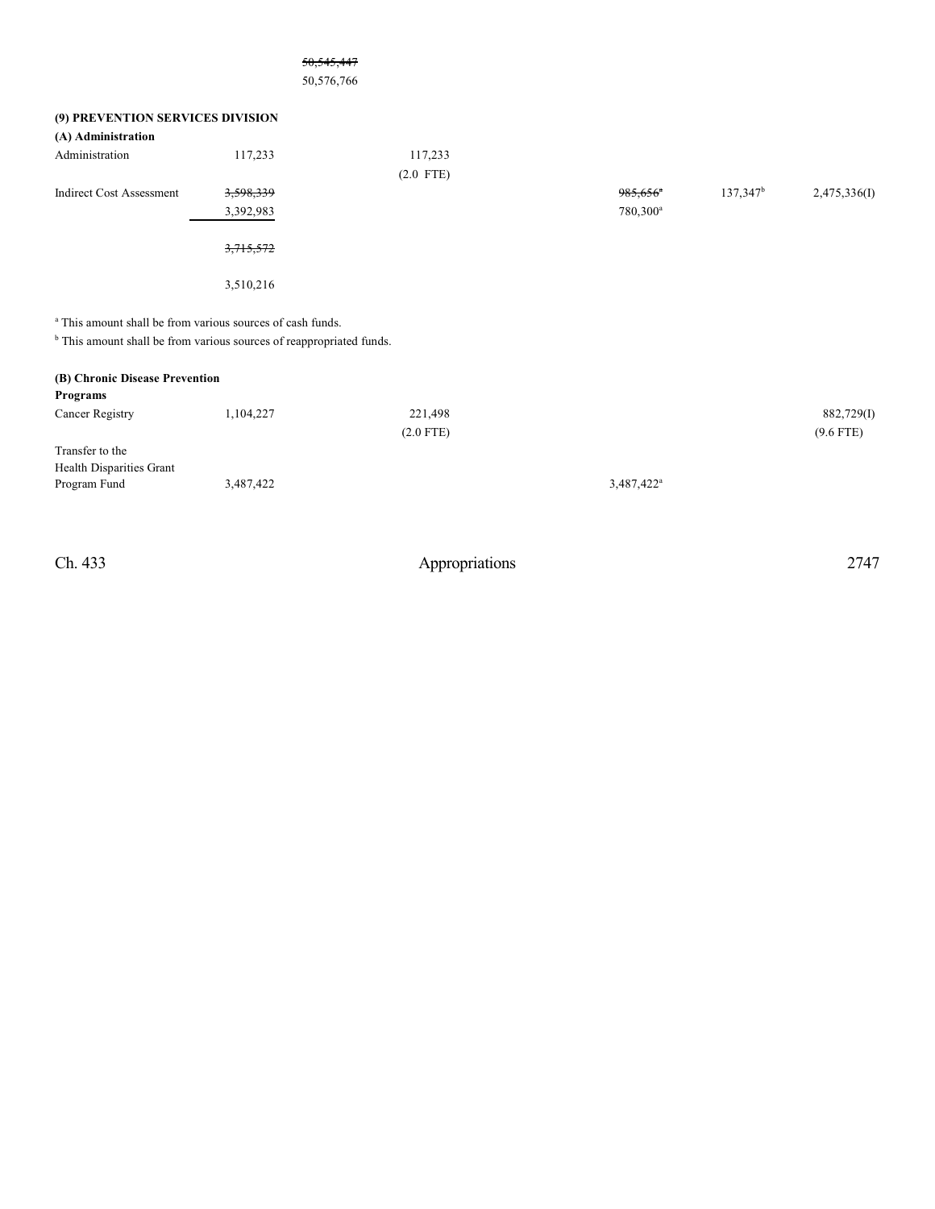| | | | | | | |
|---|---|---|---|---|---|---|
| | | ~~50,545,447~~ | | | | |
| | | 50,576,766 | | | | |

**(9) PREVENTION SERVICES DIVISION**

**(A) Administration**

| | | | | | | |
|---|---|---|---|---|---|---|
| Administration | 117,233 | | 117,233 | | | |
| | | | (2.0 FTE) | | | |
| Indirect Cost Assessment | ~~3,598,339~~ | | | ~~985,656~~[a] | 137,347[b] | 2,475,336(I) |
| | 3,392,983 | | | 780,300[a] | | |
| | ~~3,715,572~~ | | | | | |
| | 3,510,216 | | | | | |

[a] This amount shall be from various sources of cash funds.

[b] This amount shall be from various sources of reappropriated funds.

**(B) Chronic Disease Prevention Programs**

| | | | | | | |
|---|---|---|---|---|---|---|
| Cancer Registry | 1,104,227 | | 221,498 | | | 882,729(I) |
| | | | (2.0 FTE) | | | (9.6 FTE) |
| Transfer to the Health Disparities Grant Program Fund | 3,487,422 | | | 3,487,422[a] | | |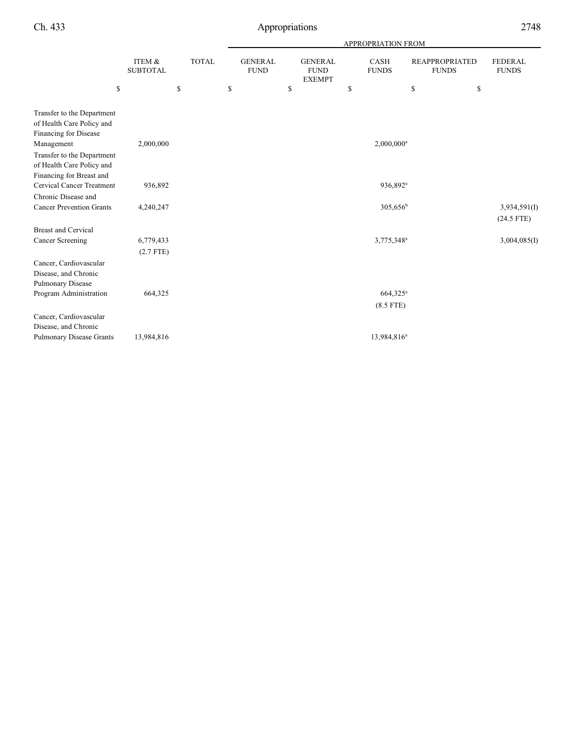| | ITEM & SUBTOTAL | TOTAL | APPROPRIATION FROM | | | | |
|---|---|---|---|---|---|---|---|
| | | | GENERAL FUND | GENERAL FUND EXEMPT | CASH FUNDS | REAPPROPRIATED FUNDS | FEDERAL FUNDS |
| | $ | $ | $ | $ | $ | $ | $ |
| Transfer to the Department of Health Care Policy and Financing for Disease Management | 2,000,000 | | | | 2,000,000[a] | | |
| Transfer to the Department of Health Care Policy and Financing for Breast and Cervical Cancer Treatment | 936,892 | | | | 936,892[a] | | |
| Chronic Disease and Cancer Prevention Grants | 4,240,247 | | | | 305,656[b] | | 3,934,591(I) (24.5 FTE) |
| Breast and Cervical Cancer Screening | 6,779,433 (2.7 FTE) | | | | 3,775,348[a] | | 3,004,085(I) |
| Cancer, Cardiovascular Disease, and Chronic Pulmonary Disease Program Administration | 664,325 | | | | 664,325[a] (8.5 FTE) | | |
| Cancer, Cardiovascular Disease, and Chronic Pulmonary Disease Grants | 13,984,816 | | | | 13,984,816[a] | | |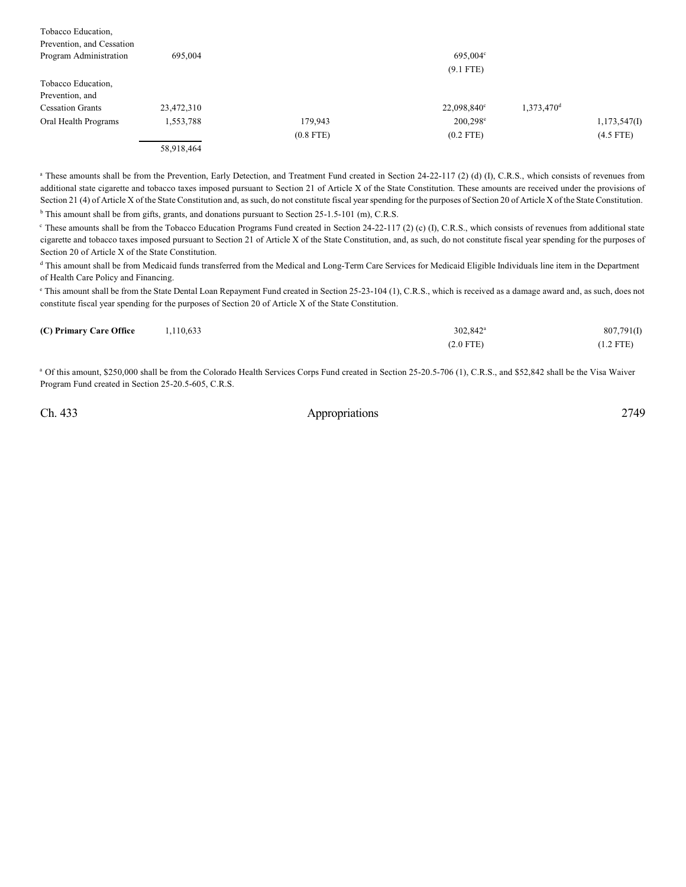| | | | | | |
|---|---|---|---|---|---|
| Tobacco Education, Prevention, and Cessation Program Administration | 695,004 | | 695,004[c] (9.1 FTE) | | |
| Tobacco Education, Prevention, and Cessation Grants | 23,472,310 | | 22,098,840[c] | 1,373,470[d] | |
| Oral Health Programs | 1,553,788 | 179,943 (0.8 FTE) | 200,298[e] (0.2 FTE) | | 1,173,547(I) (4.5 FTE) |
| | 58,918,464 | | | | |

[a] These amounts shall be from the Prevention, Early Detection, and Treatment Fund created in Section 24-22-117 (2) (d) (I), C.R.S., which consists of revenues from additional state cigarette and tobacco taxes imposed pursuant to Section 21 of Article X of the State Constitution. These amounts are received under the provisions of Section 21 (4) of Article X of the State Constitution and, as such, do not constitute fiscal year spending for the purposes of Section 20 of Article X of the State Constitution.

[b] This amount shall be from gifts, grants, and donations pursuant to Section 25-1.5-101 (m), C.R.S.

[c] These amounts shall be from the Tobacco Education Programs Fund created in Section 24-22-117 (2) (c) (I), C.R.S., which consists of revenues from additional state cigarette and tobacco taxes imposed pursuant to Section 21 of Article X of the State Constitution, and, as such, do not constitute fiscal year spending for the purposes of Section 20 of Article X of the State Constitution.

[d] This amount shall be from Medicaid funds transferred from the Medical and Long-Term Care Services for Medicaid Eligible Individuals line item in the Department of Health Care Policy and Financing.

[e] This amount shall be from the State Dental Loan Repayment Fund created in Section 25-23-104 (1), C.R.S., which is received as a damage award and, as such, does not constitute fiscal year spending for the purposes of Section 20 of Article X of the State Constitution.

| | | | | | |
|---|---|---|---|---|---|
| **(C) Primary Care Office** | 1,110,633 | | 302,842[a] (2.0 FTE) | | 807,791(I) (1.2 FTE) |

[a] Of this amount, $250,000 shall be from the Colorado Health Services Corps Fund created in Section 25-20.5-706 (1), C.R.S., and $52,842 shall be the Visa Waiver Program Fund created in Section 25-20.5-605, C.R.S.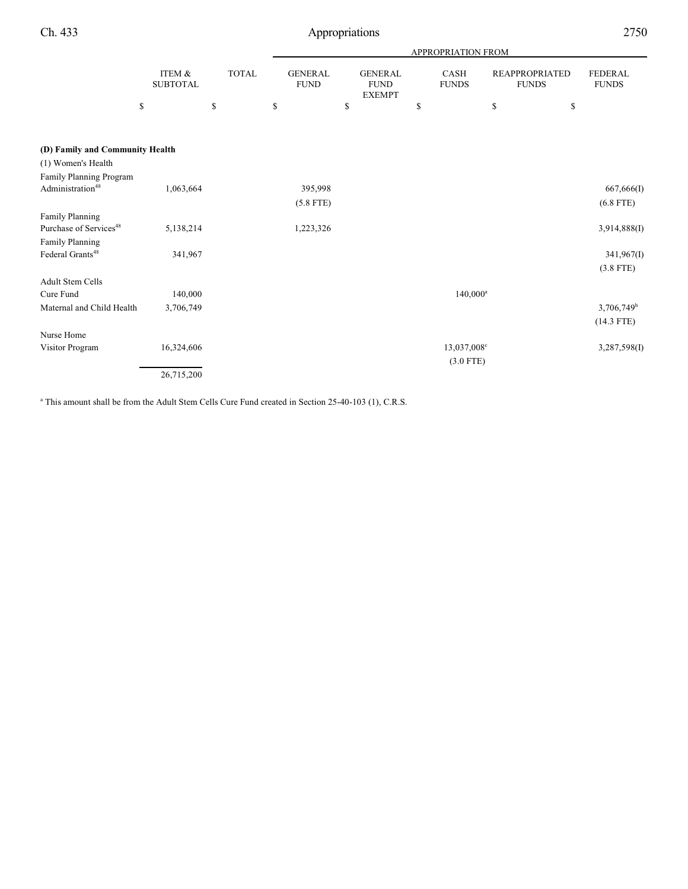| | ITEM & SUBTOTAL | TOTAL | APPROPRIATION FROM GENERAL FUND | GENERAL FUND EXEMPT | CASH FUNDS | REAPPROPRIATED FUNDS | FEDERAL FUNDS |
|---|---|---|---|---|---|---|---|
| | $ | $ | $ | $ | $ | $ | $ |
| **(D) Family and Community Health** | | | | | | | |
| (1) Women's Health | | | | | | | |
| Family Planning Program Administration[48] | 1,063,664 | | 395,998 (5.8 FTE) | | | | 667,666(I) (6.8 FTE) |
| Family Planning Purchase of Services[48] | 5,138,214 | | 1,223,326 | | | | 3,914,888(I) |
| Family Planning Federal Grants[48] | 341,967 | | | | | | 341,967(I) (3.8 FTE) |
| Adult Stem Cells Cure Fund | 140,000 | | | | 140,000[a] | | |
| Maternal and Child Health | 3,706,749 | | | | | | 3,706,749[b] (14.3 FTE) |
| Nurse Home Visitor Program | 16,324,606 | | | | 13,037,008[c] (3.0 FTE) | | 3,287,598(I) |
| | 26,715,200 | | | | | | |

[a] This amount shall be from the Adult Stem Cells Cure Fund created in Section 25-40-103 (1), C.R.S.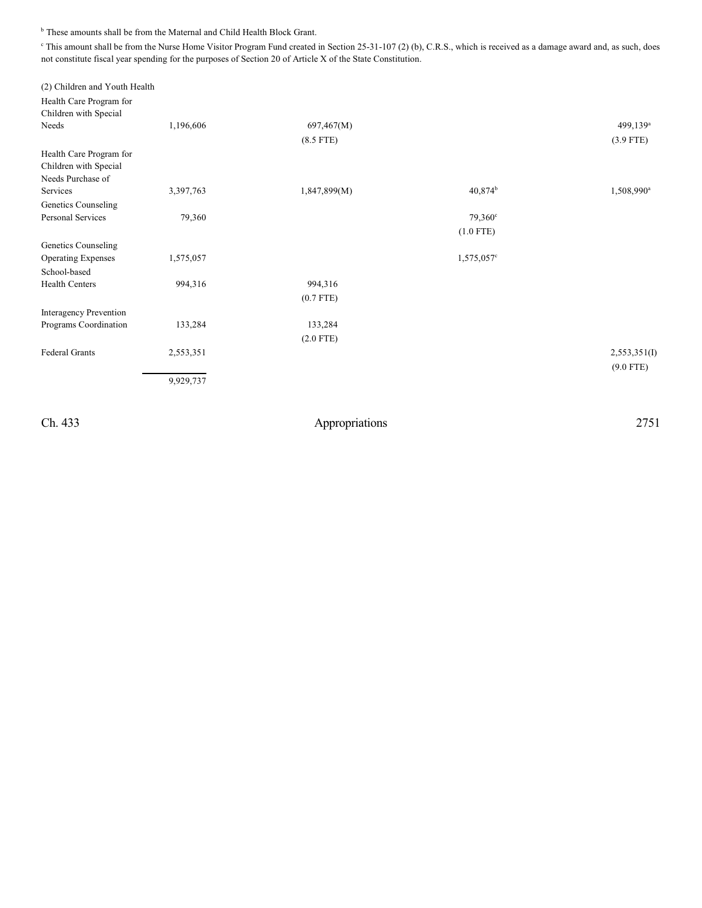[b] These amounts shall be from the Maternal and Child Health Block Grant.

[c] This amount shall be from the Nurse Home Visitor Program Fund created in Section 25-31-107 (2) (b), C.R.S., which is received as a damage award and, as such, does not constitute fiscal year spending for the purposes of Section 20 of Article X of the State Constitution.

| | | | | |
|---|---|---|---|---|
| (2) Children and Youth Health | | | | |
| Health Care Program for Children with Special Needs | 1,196,606 | 697,467(M) | | 499,139[a] |
| | | (8.5 FTE) | | (3.9 FTE) |
| Health Care Program for Children with Special Needs Purchase of Services | 3,397,763 | 1,847,899(M) | 40,874[b] | 1,508,990[a] |
| Genetics Counseling Personal Services | 79,360 | | 79,360[c] | |
| | | | (1.0 FTE) | |
| Genetics Counseling Operating Expenses | 1,575,057 | | 1,575,057[c] | |
| School-based Health Centers | 994,316 | 994,316 | | |
| | | (0.7 FTE) | | |
| Interagency Prevention Programs Coordination | 133,284 | 133,284 | | |
| | | (2.0 FTE) | | |
| Federal Grants | 2,553,351 | | | 2,553,351(I) |
| | | | | (9.0 FTE) |
| | 9,929,737 | | | |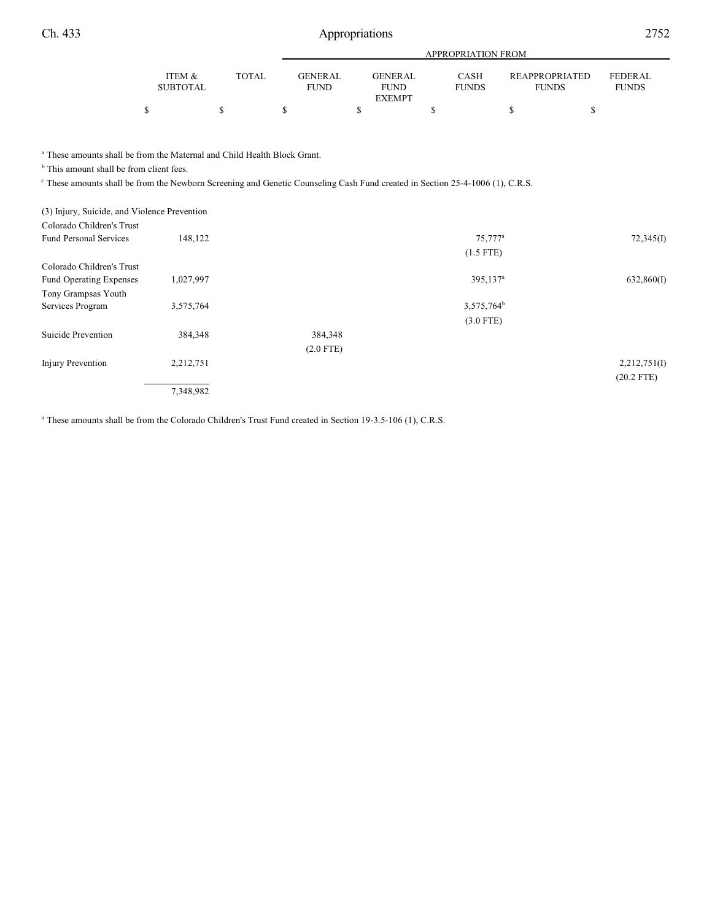| | ITEM & SUBTOTAL | TOTAL | APPROPRIATION FROM GENERAL FUND | GENERAL FUND EXEMPT | CASH FUNDS | REAPPROPRIATED FUNDS | FEDERAL FUNDS |
|---|---|---|---|---|---|---|---|
| | $ | $ | $ | $ | $ | $ | $ |

[a] These amounts shall be from the Maternal and Child Health Block Grant.

[b] This amount shall be from client fees.

[c] These amounts shall be from the Newborn Screening and Genetic Counseling Cash Fund created in Section 25-4-1006 (1), C.R.S.

| | ITEM & SUBTOTAL | TOTAL | GENERAL FUND | GENERAL FUND EXEMPT | CASH FUNDS | REAPPROPRIATED FUNDS | FEDERAL FUNDS |
|---|---|---|---|---|---|---|---|
| (3) Injury, Suicide, and Violence Prevention | | | | | | | |
| Colorado Children's Trust Fund Personal Services | 148,122 | | | | 75,777[a] (1.5 FTE) | | 72,345(I) |
| Colorado Children's Trust Fund Operating Expenses | 1,027,997 | | | | 395,137[a] | | 632,860(I) |
| Tony Grampsas Youth Services Program | 3,575,764 | | | | 3,575,764[b] (3.0 FTE) | | |
| Suicide Prevention | 384,348 | | 384,348 (2.0 FTE) | | | | |
| Injury Prevention | 2,212,751 | | | | | | 2,212,751(I) (20.2 FTE) |
| | 7,348,982 | | | | | | |

[a] These amounts shall be from the Colorado Children's Trust Fund created in Section 19-3.5-106 (1), C.R.S.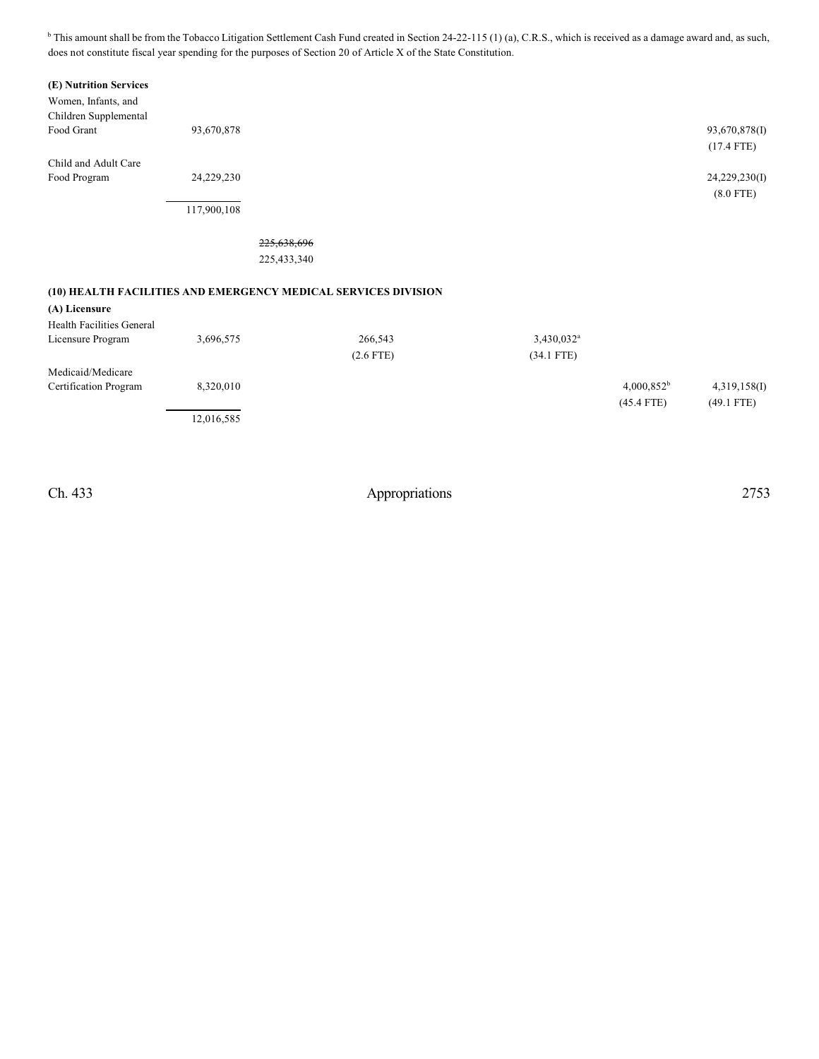[b] This amount shall be from the Tobacco Litigation Settlement Cash Fund created in Section 24-22-115 (1) (a), C.R.S., which is received as a damage award and, as such, does not constitute fiscal year spending for the purposes of Section 20 of Article X of the State Constitution.

| | | | | | | |
|---|---|---|---|---|---|---|
| **(E) Nutrition Services** | | | | | | |
| Women, Infants, and Children Supplemental Food Grant | 93,670,878 | | | | | 93,670,878(I) (17.4 FTE) |
| Child and Adult Care Food Program | 24,229,230 | | | | | 24,229,230(I) (8.0 FTE) |
| | 117,900,108 | | | | | |
| | | ~~225,638,696~~ 225,433,340 | | | | |

**(10) HEALTH FACILITIES AND EMERGENCY MEDICAL SERVICES DIVISION**

| | | | | | | |
|---|---|---|---|---|---|---|
| **(A) Licensure** | | | | | | |
| Health Facilities General Licensure Program | 3,696,575 | | 266,543 (2.6 FTE) | 3,430,032[a] (34.1 FTE) | | |
| Medicaid/Medicare Certification Program | 8,320,010 | | | | 4,000,852[b] (45.4 FTE) | 4,319,158(I) (49.1 FTE) |
| | 12,016,585 | | | | | |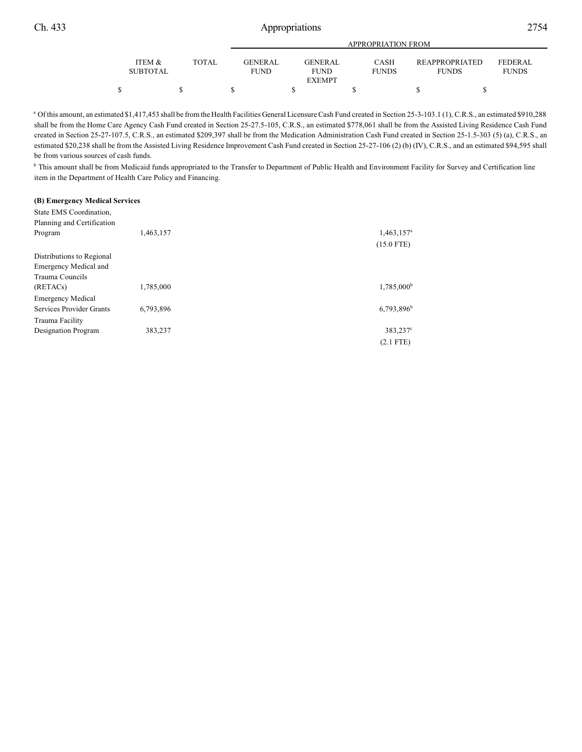| | ITEM & SUBTOTAL | TOTAL | GENERAL FUND | GENERAL FUND EXEMPT | CASH FUNDS | REAPPROPRIATED FUNDS | FEDERAL FUNDS |
|---|---|---|---|---|---|---|---|
| | $ | $ | $ | $ | $ | $ | $ |

[a] Of this amount, an estimated $1,417,453 shall be from the Health Facilities General Licensure Cash Fund created in Section 25-3-103.1 (1), C.R.S., an estimated $910,288 shall be from the Home Care Agency Cash Fund created in Section 25-27.5-105, C.R.S., an estimated $778,061 shall be from the Assisted Living Residence Cash Fund created in Section 25-27-107.5, C.R.S., an estimated $209,397 shall be from the Medication Administration Cash Fund created in Section 25-1.5-303 (5) (a), C.R.S., an estimated $20,238 shall be from the Assisted Living Residence Improvement Cash Fund created in Section 25-27-106 (2) (b) (IV), C.R.S., and an estimated $94,595 shall be from various sources of cash funds.

[b] This amount shall be from Medicaid funds appropriated to the Transfer to Department of Public Health and Environment Facility for Survey and Certification line item in the Department of Health Care Policy and Financing.

**(B) Emergency Medical Services**

| | ITEM & SUBTOTAL | TOTAL | GENERAL FUND | GENERAL FUND EXEMPT | CASH FUNDS | REAPPROPRIATED FUNDS | FEDERAL FUNDS |
|---|---|---|---|---|---|---|---|
| State EMS Coordination, Planning and Certification Program | 1,463,157 | | | | 1,463,157[a] (15.0 FTE) | | |
| Distributions to Regional Emergency Medical and Trauma Councils (RETACs) | 1,785,000 | | | | 1,785,000[b] | | |
| Emergency Medical Services Provider Grants | 6,793,896 | | | | 6,793,896[b] | | |
| Trauma Facility Designation Program | 383,237 | | | | 383,237[c] (2.1 FTE) | | |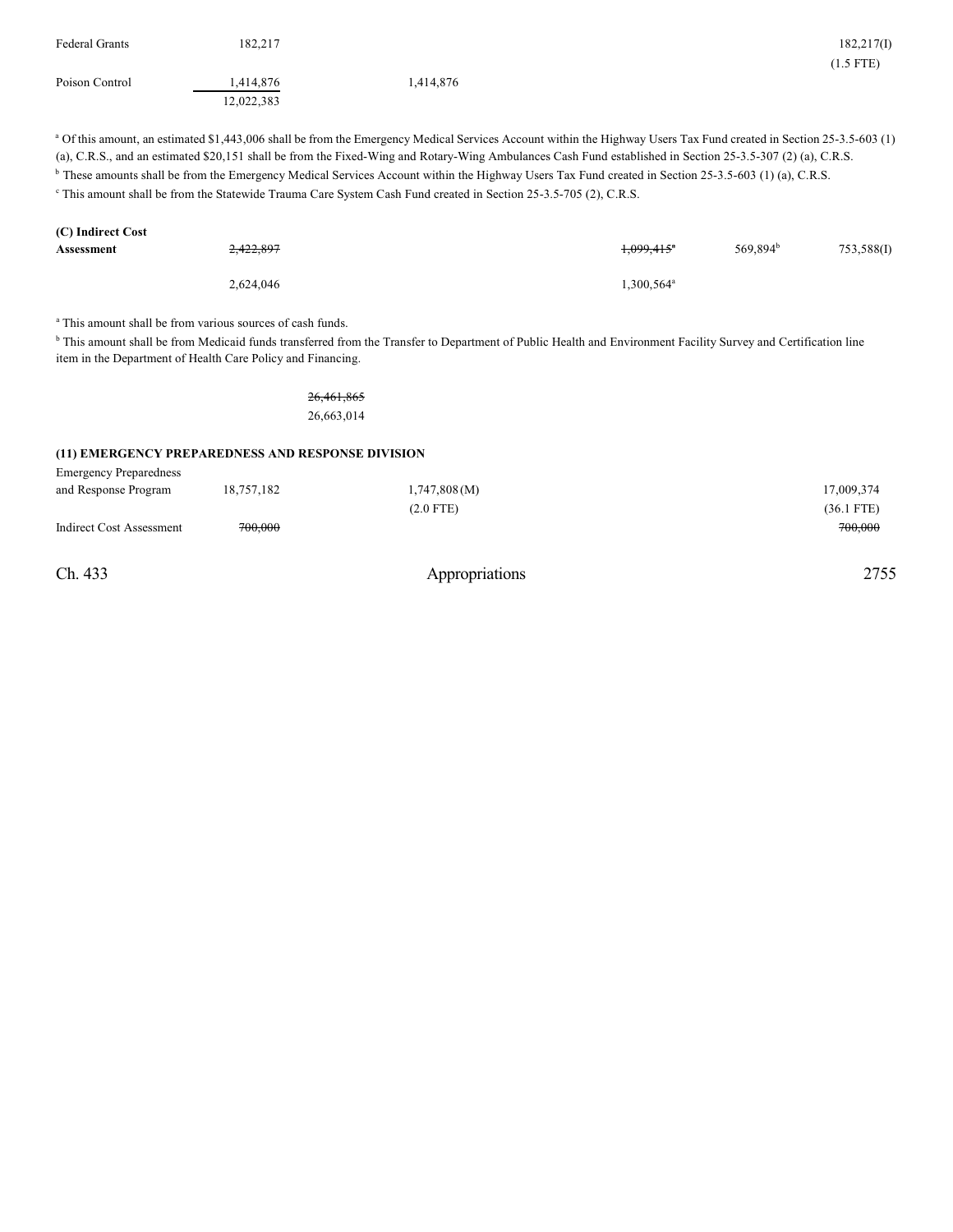| | | | | | |
|---|---|---|---|---|---|
| Federal Grants | 182,217 | | | | 182,217(I) |
| | | | | | (1.5 FTE) |
| Poison Control | 1,414,876 | 1,414,876 | | | |
| | 12,022,383 | | | | |

[a] Of this amount, an estimated $1,443,006 shall be from the Emergency Medical Services Account within the Highway Users Tax Fund created in Section 25-3.5-603 (1) (a), C.R.S., and an estimated $20,151 shall be from the Fixed-Wing and Rotary-Wing Ambulances Cash Fund established in Section 25-3.5-307 (2) (a), C.R.S.

[b] These amounts shall be from the Emergency Medical Services Account within the Highway Users Tax Fund created in Section 25-3.5-603 (1) (a), C.R.S.

[c] This amount shall be from the Statewide Trauma Care System Cash Fund created in Section 25-3.5-705 (2), C.R.S.

| | | | | | |
|---|---|---|---|---|---|
| **(C) Indirect Cost Assessment** | ~~2,422,897~~ | | ~~1,099,415~~[a] | 569,894[b] | 753,588(I) |
| | 2,624,046 | | 1,300,564[a] | | |

[a] This amount shall be from various sources of cash funds.

[b] This amount shall be from Medicaid funds transferred from the Transfer to Department of Public Health and Environment Facility Survey and Certification line item in the Department of Health Care Policy and Financing.

~~26,461,865~~
26,663,014

**(11) EMERGENCY PREPAREDNESS AND RESPONSE DIVISION**

| | | | | | |
|---|---|---|---|---|---|
| Emergency Preparedness and Response Program | 18,757,182 | 1,747,808(M) | | | 17,009,374 |
| | | (2.0 FTE) | | | (36.1 FTE) |
| Indirect Cost Assessment | ~~700,000~~ | | | | ~~700,000~~ |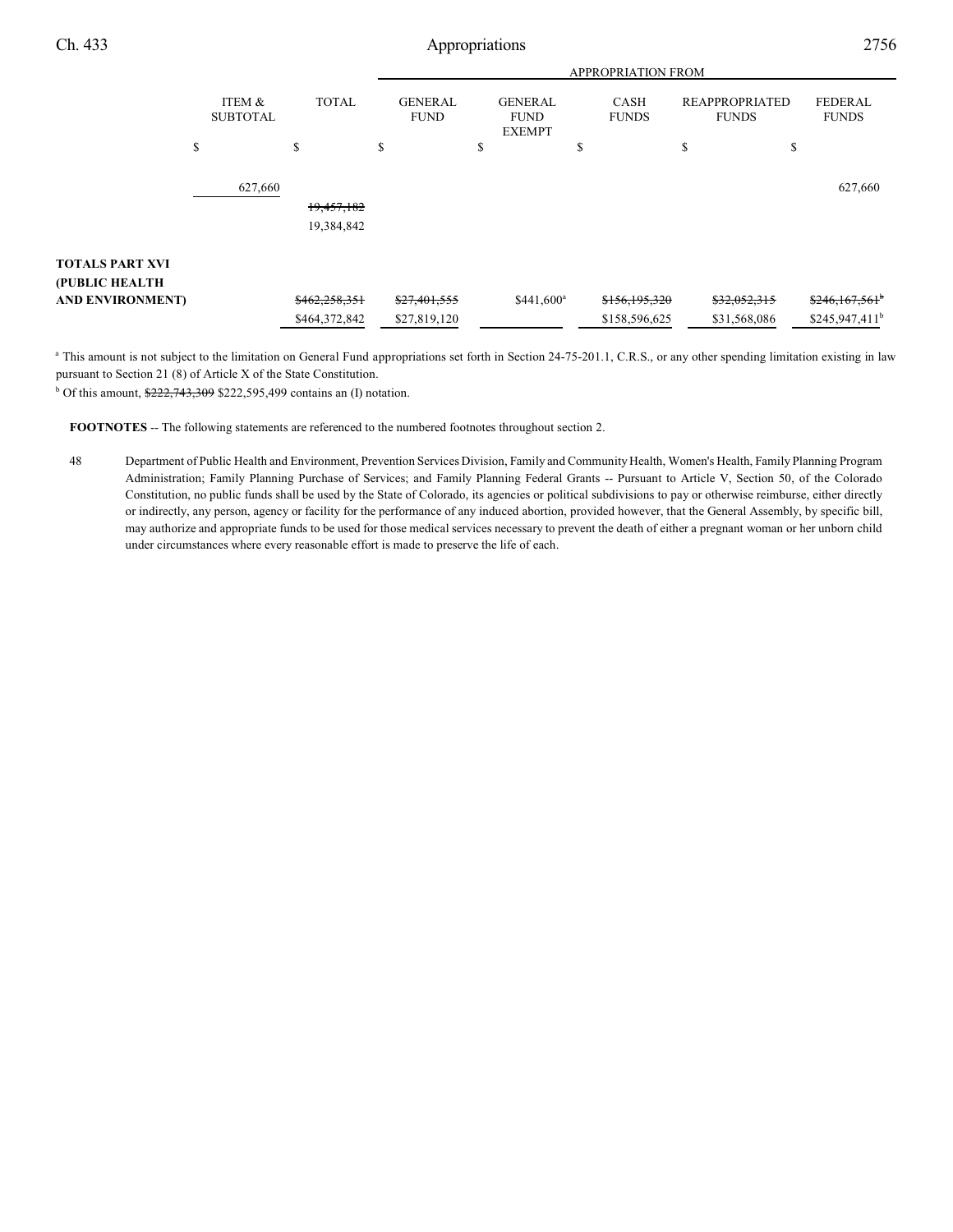| | ITEM & SUBTOTAL | TOTAL | APPROPRIATION FROM GENERAL FUND | GENERAL FUND EXEMPT | CASH FUNDS | REAPPROPRIATED FUNDS | FEDERAL FUNDS |
|---|---|---|---|---|---|---|---|
| | $ | $ | $ | $ | $ | $ | $ |
| | 627,660 | | | | | | 627,660 |
| | | ~~19,457,182~~ 19,384,842 | | | | | |
| **TOTALS PART XVI (PUBLIC HEALTH AND ENVIRONMENT)** | | ~~$462,258,351~~ $464,372,842 | ~~$27,401,555~~ $27,819,120 | $441,600[a] | ~~$156,195,320~~ $158,596,625 | ~~$32,052,315~~ $31,568,086 | ~~$246,167,561[b]~~ $245,947,411[b] |

[a] This amount is not subject to the limitation on General Fund appropriations set forth in Section 24-75-201.1, C.R.S., or any other spending limitation existing in law pursuant to Section 21 (8) of Article X of the State Constitution.

[b] Of this amount, ~~$222,743,309~~ $222,595,499 contains an (I) notation.

**FOOTNOTES** -- The following statements are referenced to the numbered footnotes throughout section 2.

48 Department of Public Health and Environment, Prevention Services Division, Family and Community Health, Women's Health, Family Planning Program Administration; Family Planning Purchase of Services; and Family Planning Federal Grants -- Pursuant to Article V, Section 50, of the Colorado Constitution, no public funds shall be used by the State of Colorado, its agencies or political subdivisions to pay or otherwise reimburse, either directly or indirectly, any person, agency or facility for the performance of any induced abortion, provided however, that the General Assembly, by specific bill, may authorize and appropriate funds to be used for those medical services necessary to prevent the death of either a pregnant woman or her unborn child under circumstances where every reasonable effort is made to preserve the life of each.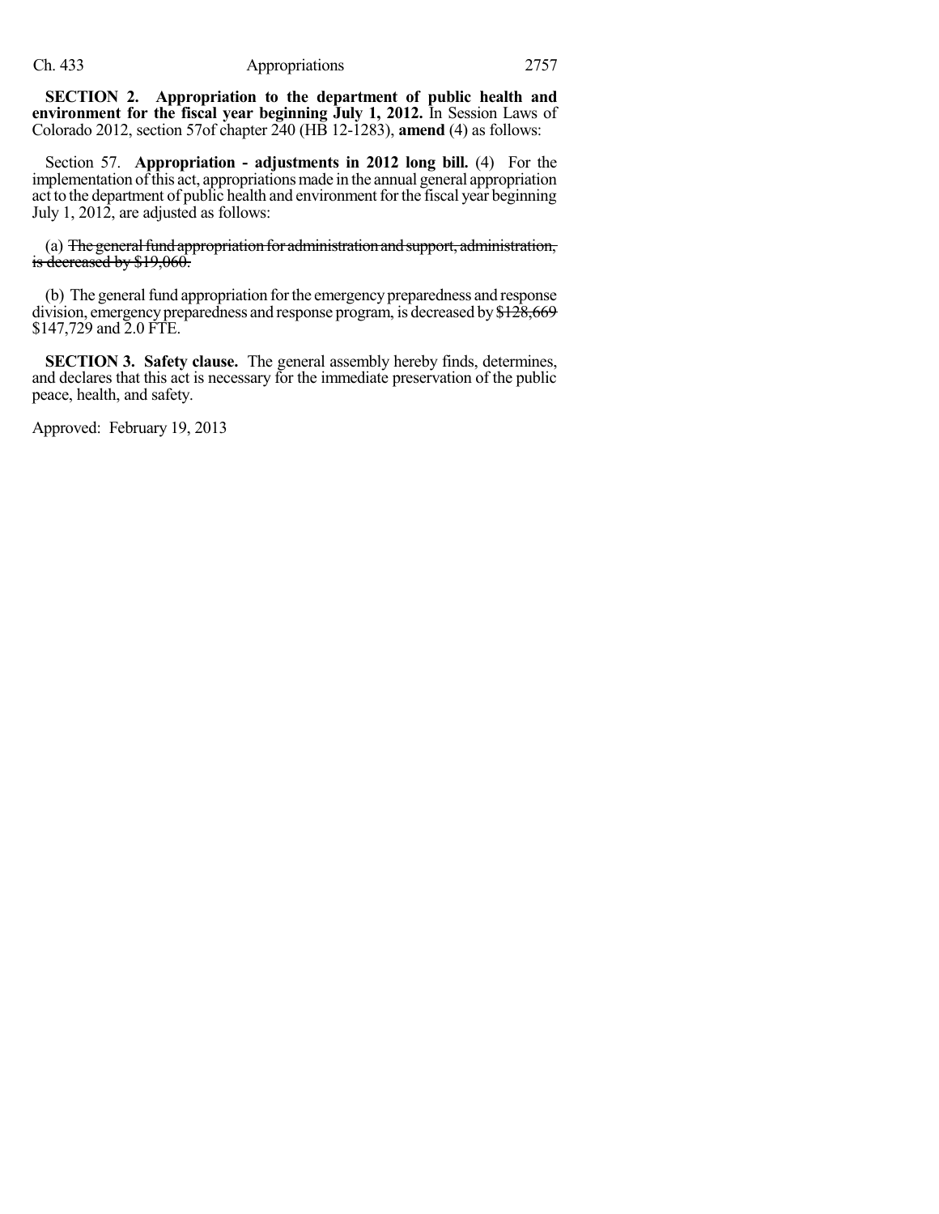**SECTION 2. Appropriation to the department of public health and environment for the fiscal year beginning July 1, 2012.** In Session Laws of Colorado 2012, section 57of chapter 240 (HB 12-1283), **amend** (4) as follows:

Section 57. **Appropriation - adjustments in 2012 long bill.** (4) For the implementation of this act, appropriations made in the annual general appropriation act to the department of public health and environment for the fiscal year beginning July 1, 2012, are adjusted as follows:

(a) ~~The general fund appropriation for administration and support, administration, is decreased by $19,060.~~

(b) The general fund appropriation for the emergency preparedness and response division, emergency preparedness and response program, is decreased by ~~$128,669~~ $147,729 and 2.0 FTE.

**SECTION 3. Safety clause.** The general assembly hereby finds, determines, and declares that this act is necessary for the immediate preservation of the public peace, health, and safety.

Approved: February 19, 2013